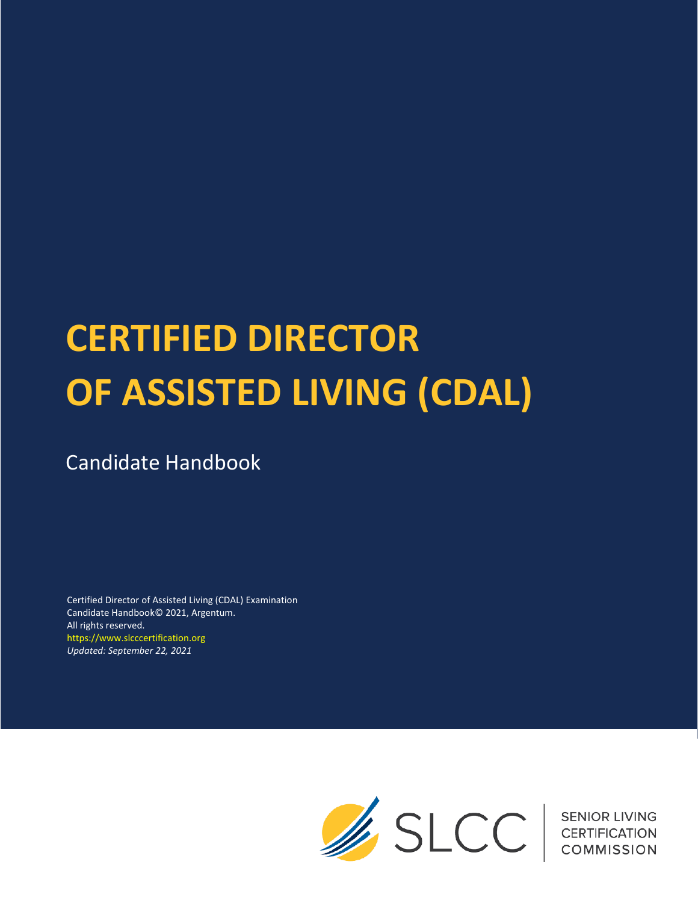# CERTIFIED DIRECTOR OF ASSISTED LIVING (CDAL)

Candidate Handbook

Certified Director of Assisted Living (CDAL) Examination
Candidate Handbook© 2021, Argentum.
All rights reserved.
https://www.slcccertification.org
*Updated: September 22, 2021*

SLCC | SENIOR LIVING CERTIFICATION COMMISSION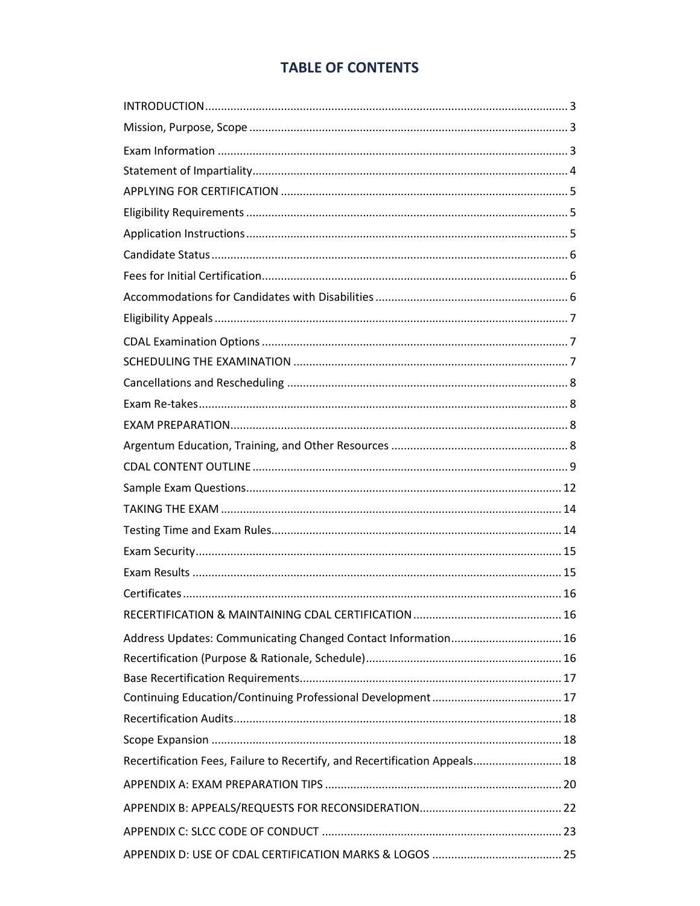# TABLE OF CONTENTS

| | |
|---|---|
| INTRODUCTION | 3 |
| Mission, Purpose, Scope | 3 |
| Exam Information | 3 |
| Statement of Impartiality | 4 |
| APPLYING FOR CERTIFICATION | 5 |
| Eligibility Requirements | 5 |
| Application Instructions | 5 |
| Candidate Status | 6 |
| Fees for Initial Certification | 6 |
| Accommodations for Candidates with Disabilities | 6 |
| Eligibility Appeals | 7 |
| CDAL Examination Options | 7 |
| SCHEDULING THE EXAMINATION | 7 |
| Cancellations and Rescheduling | 8 |
| Exam Re-takes | 8 |
| EXAM PREPARATION | 8 |
| Argentum Education, Training, and Other Resources | 8 |
| CDAL CONTENT OUTLINE | 9 |
| Sample Exam Questions | 12 |
| TAKING THE EXAM | 14 |
| Testing Time and Exam Rules | 14 |
| Exam Security | 15 |
| Exam Results | 15 |
| Certificates | 16 |
| RECERTIFICATION & MAINTAINING CDAL CERTIFICATION | 16 |
| Address Updates: Communicating Changed Contact Information | 16 |
| Recertification (Purpose & Rationale, Schedule) | 16 |
| Base Recertification Requirements | 17 |
| Continuing Education/Continuing Professional Development | 17 |
| Recertification Audits | 18 |
| Scope Expansion | 18 |
| Recertification Fees, Failure to Recertify, and Recertification Appeals | 18 |
| APPENDIX A: EXAM PREPARATION TIPS | 20 |
| APPENDIX B: APPEALS/REQUESTS FOR RECONSIDERATION | 22 |
| APPENDIX C: SLCC CODE OF CONDUCT | 23 |
| APPENDIX D: USE OF CDAL CERTIFICATION MARKS & LOGOS | 25 |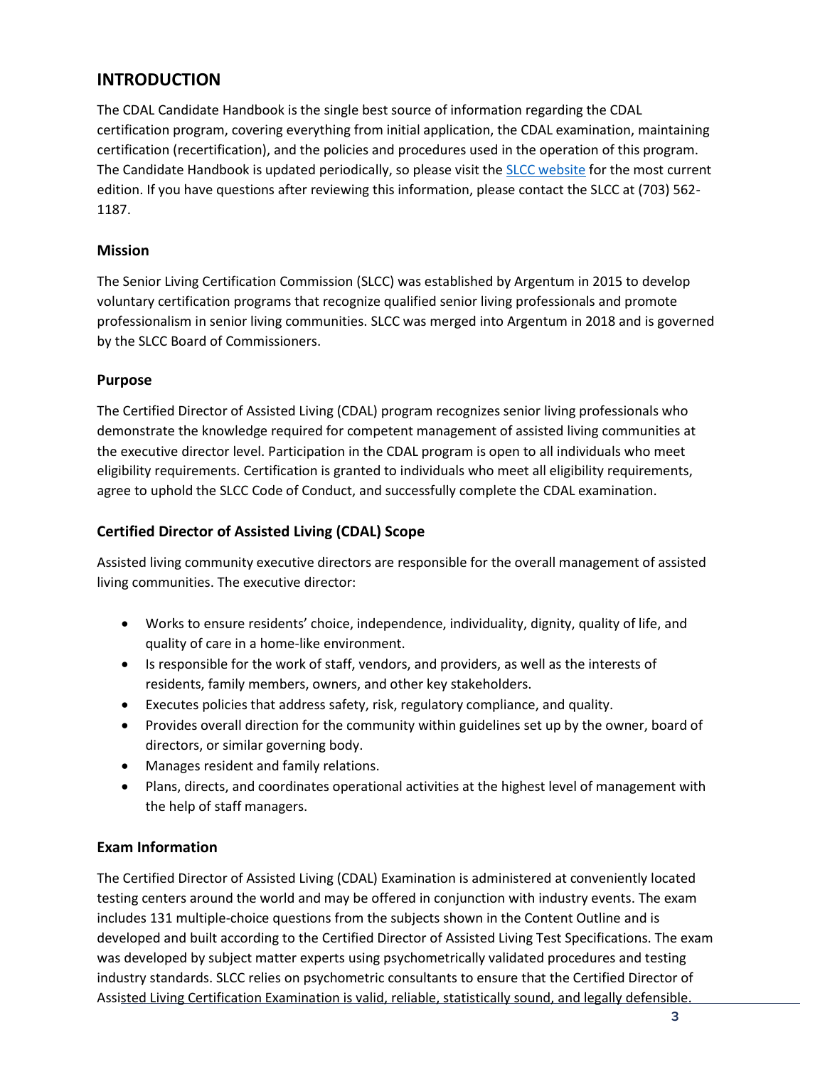## INTRODUCTION

The CDAL Candidate Handbook is the single best source of information regarding the CDAL certification program, covering everything from initial application, the CDAL examination, maintaining certification (recertification), and the policies and procedures used in the operation of this program. The Candidate Handbook is updated periodically, so please visit the SLCC website for the most current edition. If you have questions after reviewing this information, please contact the SLCC at (703) 562-1187.

### Mission

The Senior Living Certification Commission (SLCC) was established by Argentum in 2015 to develop voluntary certification programs that recognize qualified senior living professionals and promote professionalism in senior living communities. SLCC was merged into Argentum in 2018 and is governed by the SLCC Board of Commissioners.

### Purpose

The Certified Director of Assisted Living (CDAL) program recognizes senior living professionals who demonstrate the knowledge required for competent management of assisted living communities at the executive director level. Participation in the CDAL program is open to all individuals who meet eligibility requirements. Certification is granted to individuals who meet all eligibility requirements, agree to uphold the SLCC Code of Conduct, and successfully complete the CDAL examination.

### Certified Director of Assisted Living (CDAL) Scope

Assisted living community executive directors are responsible for the overall management of assisted living communities. The executive director:

- Works to ensure residents' choice, independence, individuality, dignity, quality of life, and quality of care in a home-like environment.
- Is responsible for the work of staff, vendors, and providers, as well as the interests of residents, family members, owners, and other key stakeholders.
- Executes policies that address safety, risk, regulatory compliance, and quality.
- Provides overall direction for the community within guidelines set up by the owner, board of directors, or similar governing body.
- Manages resident and family relations.
- Plans, directs, and coordinates operational activities at the highest level of management with the help of staff managers.

### Exam Information

The Certified Director of Assisted Living (CDAL) Examination is administered at conveniently located testing centers around the world and may be offered in conjunction with industry events. The exam includes 131 multiple-choice questions from the subjects shown in the Content Outline and is developed and built according to the Certified Director of Assisted Living Test Specifications. The exam was developed by subject matter experts using psychometrically validated procedures and testing industry standards. SLCC relies on psychometric consultants to ensure that the Certified Director of Assisted Living Certification Examination is valid, reliable, statistically sound, and legally defensible.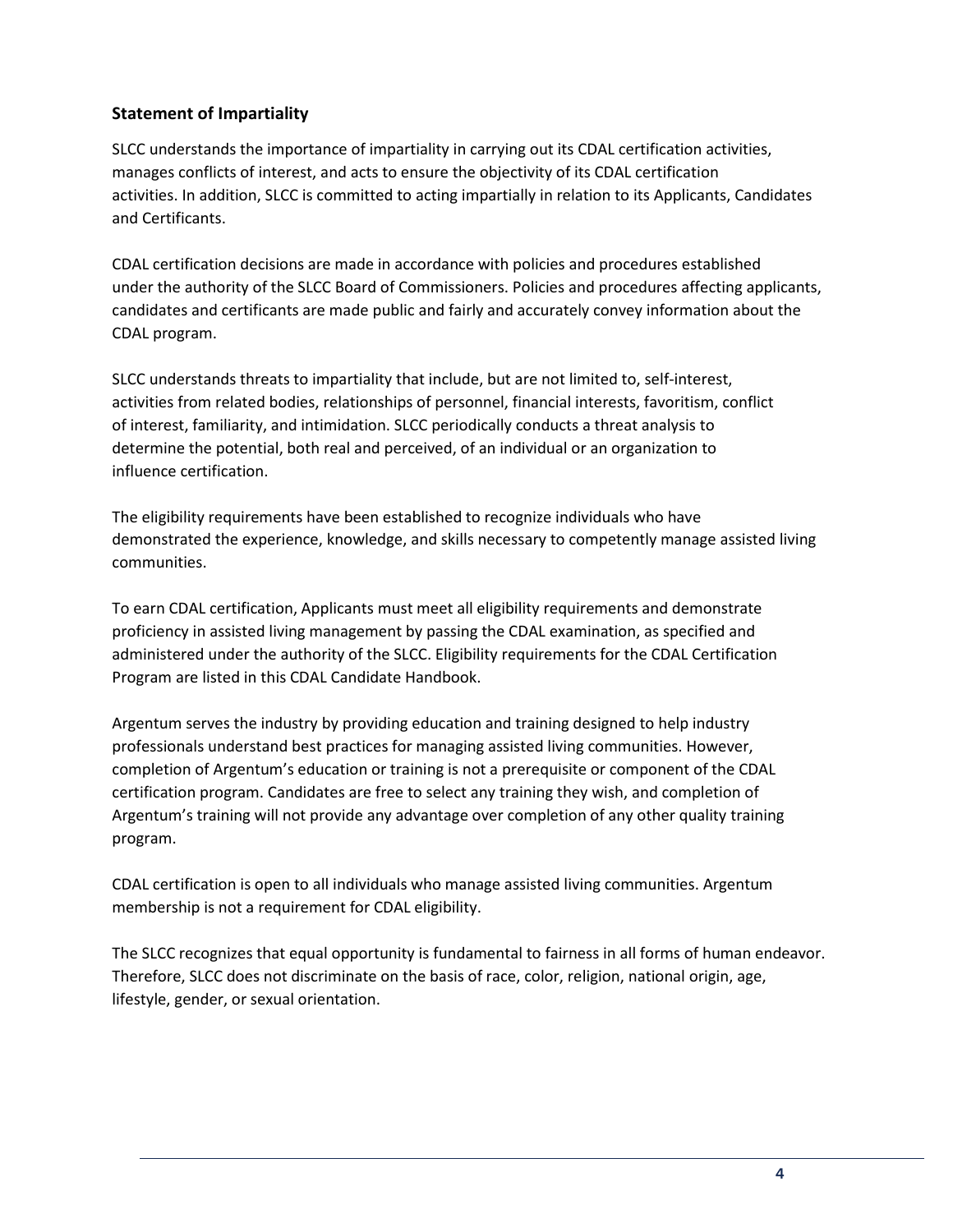## Statement of Impartiality

SLCC understands the importance of impartiality in carrying out its CDAL certification activities, manages conflicts of interest, and acts to ensure the objectivity of its CDAL certification activities. In addition, SLCC is committed to acting impartially in relation to its Applicants, Candidates and Certificants.

CDAL certification decisions are made in accordance with policies and procedures established under the authority of the SLCC Board of Commissioners. Policies and procedures affecting applicants, candidates and certificants are made public and fairly and accurately convey information about the CDAL program.

SLCC understands threats to impartiality that include, but are not limited to, self-interest, activities from related bodies, relationships of personnel, financial interests, favoritism, conflict of interest, familiarity, and intimidation. SLCC periodically conducts a threat analysis to determine the potential, both real and perceived, of an individual or an organization to influence certification.

The eligibility requirements have been established to recognize individuals who have demonstrated the experience, knowledge, and skills necessary to competently manage assisted living communities.

To earn CDAL certification, Applicants must meet all eligibility requirements and demonstrate proficiency in assisted living management by passing the CDAL examination, as specified and administered under the authority of the SLCC. Eligibility requirements for the CDAL Certification Program are listed in this CDAL Candidate Handbook.

Argentum serves the industry by providing education and training designed to help industry professionals understand best practices for managing assisted living communities. However, completion of Argentum's education or training is not a prerequisite or component of the CDAL certification program. Candidates are free to select any training they wish, and completion of Argentum's training will not provide any advantage over completion of any other quality training program.

CDAL certification is open to all individuals who manage assisted living communities. Argentum membership is not a requirement for CDAL eligibility.

The SLCC recognizes that equal opportunity is fundamental to fairness in all forms of human endeavor. Therefore, SLCC does not discriminate on the basis of race, color, religion, national origin, age, lifestyle, gender, or sexual orientation.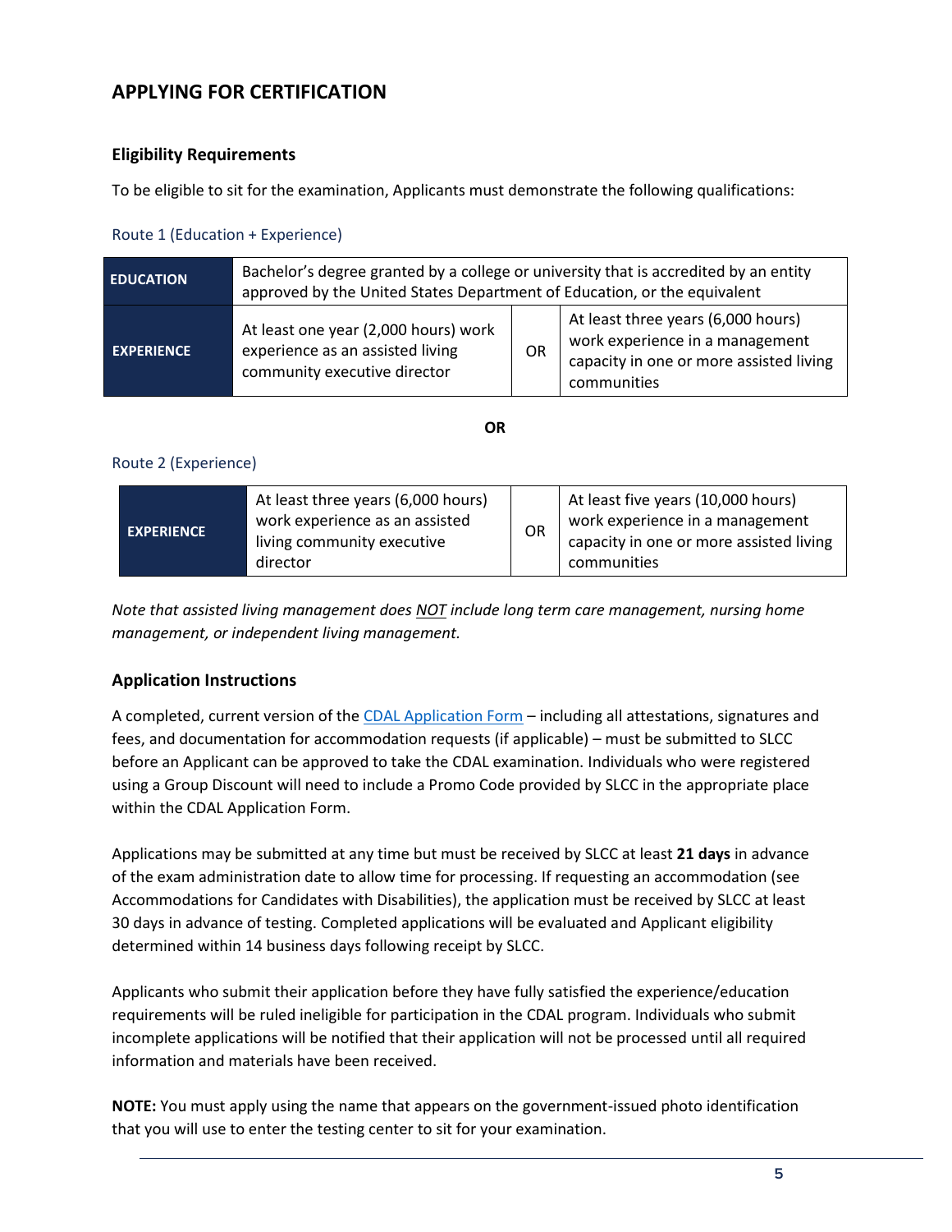## APPLYING FOR CERTIFICATION

### Eligibility Requirements

To be eligible to sit for the examination, Applicants must demonstrate the following qualifications:

Route 1 (Education + Experience)

| | | | |
|---|---|---|---|
| **EDUCATION** | Bachelor's degree granted by a college or university that is accredited by an entity approved by the United States Department of Education, or the equivalent | | |
| **EXPERIENCE** | At least one year (2,000 hours) work experience as an assisted living community executive director | OR | At least three years (6,000 hours) work experience in a management capacity in one or more assisted living communities |

**OR**

Route 2 (Experience)

| | | | |
|---|---|---|---|
| **EXPERIENCE** | At least three years (6,000 hours) work experience as an assisted living community executive director | OR | At least five years (10,000 hours) work experience in a management capacity in one or more assisted living communities |

*Note that assisted living management does NOT include long term care management, nursing home management, or independent living management.*

### Application Instructions

A completed, current version of the CDAL Application Form – including all attestations, signatures and fees, and documentation for accommodation requests (if applicable) – must be submitted to SLCC before an Applicant can be approved to take the CDAL examination. Individuals who were registered using a Group Discount will need to include a Promo Code provided by SLCC in the appropriate place within the CDAL Application Form.

Applications may be submitted at any time but must be received by SLCC at least **21 days** in advance of the exam administration date to allow time for processing. If requesting an accommodation (see Accommodations for Candidates with Disabilities), the application must be received by SLCC at least 30 days in advance of testing. Completed applications will be evaluated and Applicant eligibility determined within 14 business days following receipt by SLCC.

Applicants who submit their application before they have fully satisfied the experience/education requirements will be ruled ineligible for participation in the CDAL program. Individuals who submit incomplete applications will be notified that their application will not be processed until all required information and materials have been received.

**NOTE:** You must apply using the name that appears on the government-issued photo identification that you will use to enter the testing center to sit for your examination.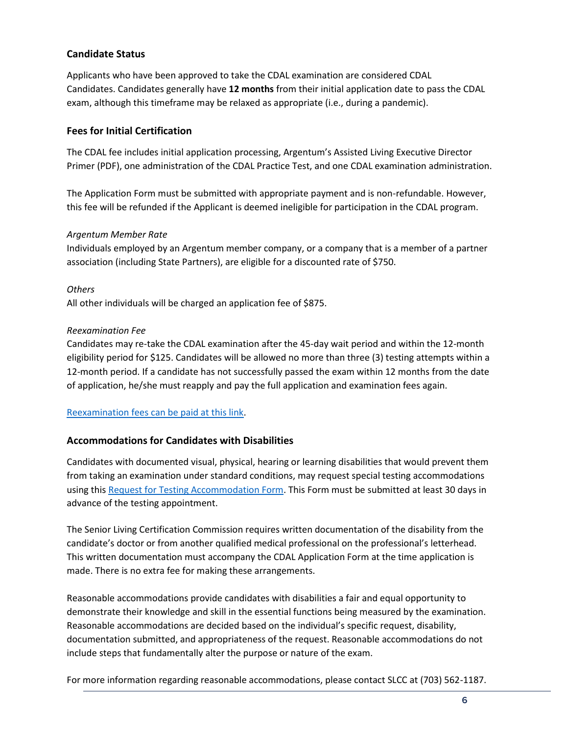## Candidate Status

Applicants who have been approved to take the CDAL examination are considered CDAL Candidates. Candidates generally have **12 months** from their initial application date to pass the CDAL exam, although this timeframe may be relaxed as appropriate (i.e., during a pandemic).

## Fees for Initial Certification

The CDAL fee includes initial application processing, Argentum's Assisted Living Executive Director Primer (PDF), one administration of the CDAL Practice Test, and one CDAL examination administration.

The Application Form must be submitted with appropriate payment and is non-refundable. However, this fee will be refunded if the Applicant is deemed ineligible for participation in the CDAL program.

*Argentum Member Rate*
Individuals employed by an Argentum member company, or a company that is a member of a partner association (including State Partners), are eligible for a discounted rate of $750.

*Others*
All other individuals will be charged an application fee of $875.

*Reexamination Fee*
Candidates may re-take the CDAL examination after the 45-day wait period and within the 12-month eligibility period for $125. Candidates will be allowed no more than three (3) testing attempts within a 12-month period. If a candidate has not successfully passed the exam within 12 months from the date of application, he/she must reapply and pay the full application and examination fees again.

Reexamination fees can be paid at this link.

## Accommodations for Candidates with Disabilities

Candidates with documented visual, physical, hearing or learning disabilities that would prevent them from taking an examination under standard conditions, may request special testing accommodations using this Request for Testing Accommodation Form. This Form must be submitted at least 30 days in advance of the testing appointment.

The Senior Living Certification Commission requires written documentation of the disability from the candidate's doctor or from another qualified medical professional on the professional's letterhead. This written documentation must accompany the CDAL Application Form at the time application is made. There is no extra fee for making these arrangements.

Reasonable accommodations provide candidates with disabilities a fair and equal opportunity to demonstrate their knowledge and skill in the essential functions being measured by the examination. Reasonable accommodations are decided based on the individual's specific request, disability, documentation submitted, and appropriateness of the request. Reasonable accommodations do not include steps that fundamentally alter the purpose or nature of the exam.

For more information regarding reasonable accommodations, please contact SLCC at (703) 562-1187.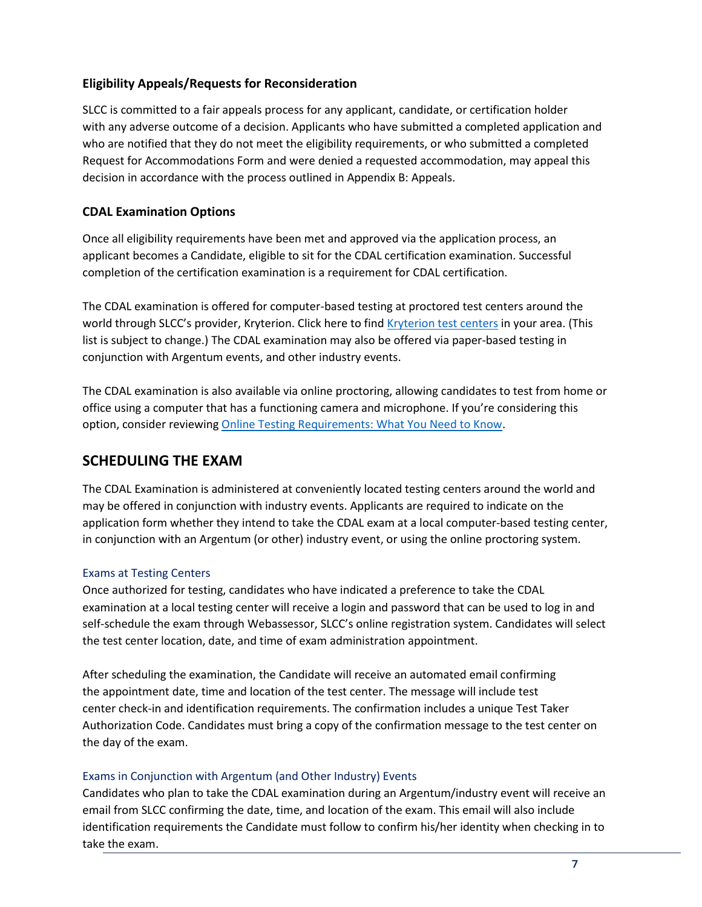### Eligibility Appeals/Requests for Reconsideration

SLCC is committed to a fair appeals process for any applicant, candidate, or certification holder with any adverse outcome of a decision. Applicants who have submitted a completed application and who are notified that they do not meet the eligibility requirements, or who submitted a completed Request for Accommodations Form and were denied a requested accommodation, may appeal this decision in accordance with the process outlined in Appendix B: Appeals.

### CDAL Examination Options

Once all eligibility requirements have been met and approved via the application process, an applicant becomes a Candidate, eligible to sit for the CDAL certification examination. Successful completion of the certification examination is a requirement for CDAL certification.

The CDAL examination is offered for computer-based testing at proctored test centers around the world through SLCC's provider, Kryterion. Click here to find [Kryterion test centers](#) in your area. (This list is subject to change.) The CDAL examination may also be offered via paper-based testing in conjunction with Argentum events, and other industry events.

The CDAL examination is also available via online proctoring, allowing candidates to test from home or office using a computer that has a functioning camera and microphone. If you're considering this option, consider reviewing [Online Testing Requirements: What You Need to Know](#).

## SCHEDULING THE EXAM

The CDAL Examination is administered at conveniently located testing centers around the world and may be offered in conjunction with industry events. Applicants are required to indicate on the application form whether they intend to take the CDAL exam at a local computer-based testing center, in conjunction with an Argentum (or other) industry event, or using the online proctoring system.

#### Exams at Testing Centers

Once authorized for testing, candidates who have indicated a preference to take the CDAL examination at a local testing center will receive a login and password that can be used to log in and self-schedule the exam through Webassessor, SLCC's online registration system. Candidates will select the test center location, date, and time of exam administration appointment.

After scheduling the examination, the Candidate will receive an automated email confirming the appointment date, time and location of the test center. The message will include test center check-in and identification requirements. The confirmation includes a unique Test Taker Authorization Code. Candidates must bring a copy of the confirmation message to the test center on the day of the exam.

#### Exams in Conjunction with Argentum (and Other Industry) Events

Candidates who plan to take the CDAL examination during an Argentum/industry event will receive an email from SLCC confirming the date, time, and location of the exam. This email will also include identification requirements the Candidate must follow to confirm his/her identity when checking in to take the exam.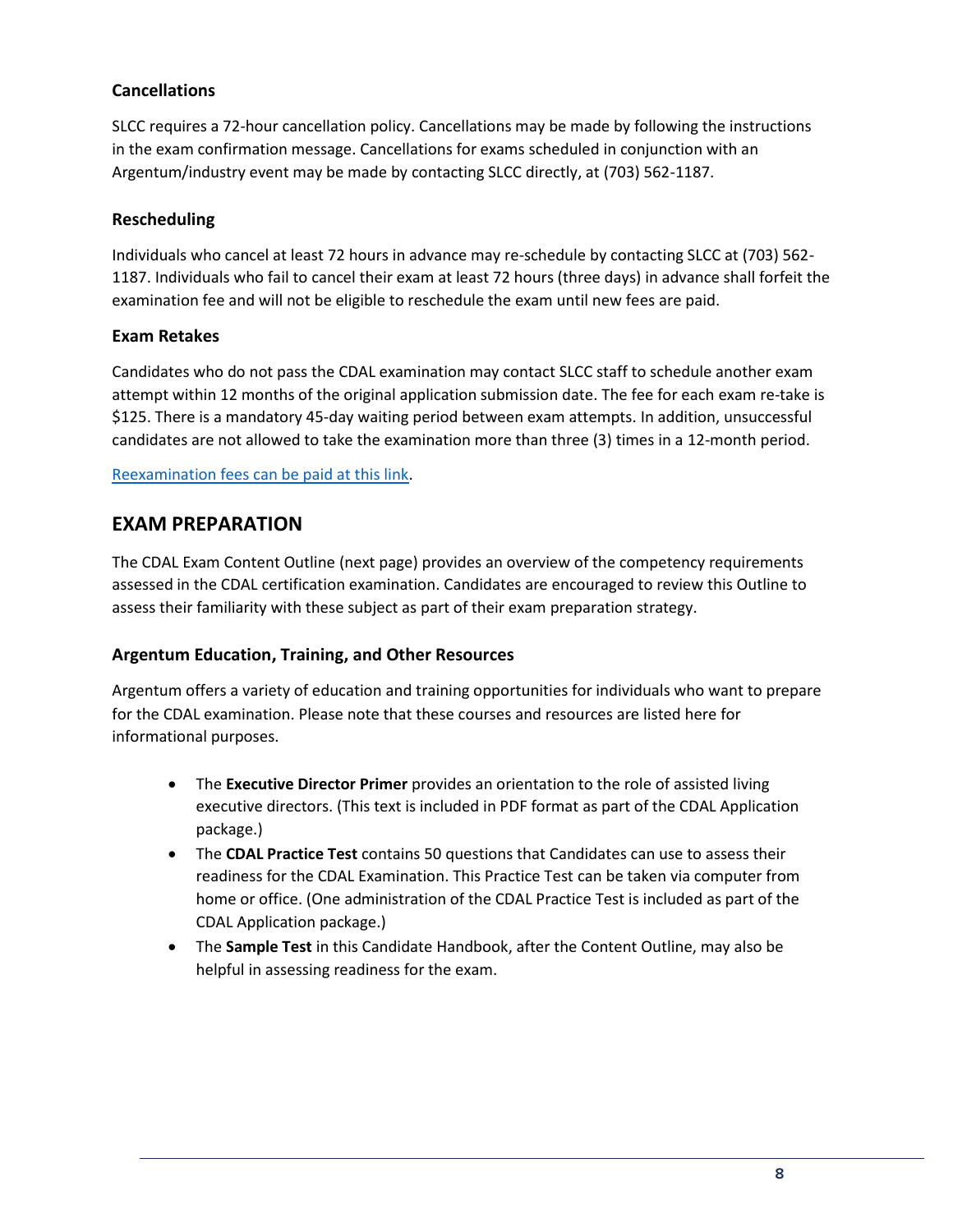### Cancellations

SLCC requires a 72-hour cancellation policy. Cancellations may be made by following the instructions in the exam confirmation message. Cancellations for exams scheduled in conjunction with an Argentum/industry event may be made by contacting SLCC directly, at (703) 562-1187.

### Rescheduling

Individuals who cancel at least 72 hours in advance may re-schedule by contacting SLCC at (703) 562-1187. Individuals who fail to cancel their exam at least 72 hours (three days) in advance shall forfeit the examination fee and will not be eligible to reschedule the exam until new fees are paid.

### Exam Retakes

Candidates who do not pass the CDAL examination may contact SLCC staff to schedule another exam attempt within 12 months of the original application submission date. The fee for each exam re-take is $125. There is a mandatory 45-day waiting period between exam attempts. In addition, unsuccessful candidates are not allowed to take the examination more than three (3) times in a 12-month period.

Reexamination fees can be paid at this link.

## EXAM PREPARATION

The CDAL Exam Content Outline (next page) provides an overview of the competency requirements assessed in the CDAL certification examination. Candidates are encouraged to review this Outline to assess their familiarity with these subject as part of their exam preparation strategy.

### Argentum Education, Training, and Other Resources

Argentum offers a variety of education and training opportunities for individuals who want to prepare for the CDAL examination. Please note that these courses and resources are listed here for informational purposes.

- The **Executive Director Primer** provides an orientation to the role of assisted living executive directors. (This text is included in PDF format as part of the CDAL Application package.)
- The **CDAL Practice Test** contains 50 questions that Candidates can use to assess their readiness for the CDAL Examination. This Practice Test can be taken via computer from home or office. (One administration of the CDAL Practice Test is included as part of the CDAL Application package.)
- The **Sample Test** in this Candidate Handbook, after the Content Outline, may also be helpful in assessing readiness for the exam.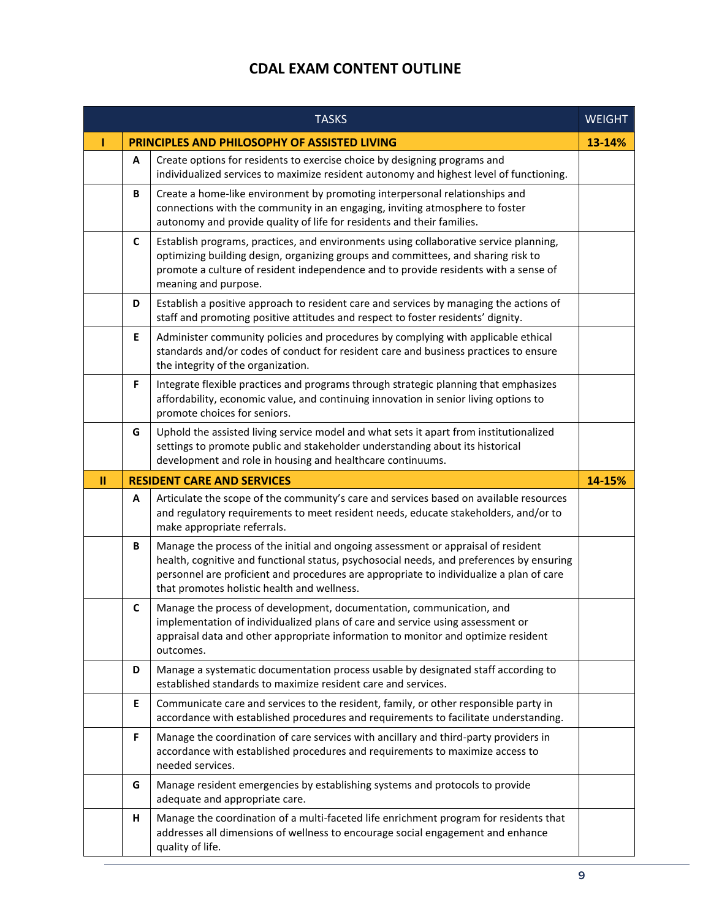# CDAL EXAM CONTENT OUTLINE

| | | TASKS | WEIGHT |
|---|---|---|---|
| **I** | | **PRINCIPLES AND PHILOSOPHY OF ASSISTED LIVING** | **13-14%** |
| | **A** | Create options for residents to exercise choice by designing programs and individualized services to maximize resident autonomy and highest level of functioning. | |
| | **B** | Create a home-like environment by promoting interpersonal relationships and connections with the community in an engaging, inviting atmosphere to foster autonomy and provide quality of life for residents and their families. | |
| | **C** | Establish programs, practices, and environments using collaborative service planning, optimizing building design, organizing groups and committees, and sharing risk to promote a culture of resident independence and to provide residents with a sense of meaning and purpose. | |
| | **D** | Establish a positive approach to resident care and services by managing the actions of staff and promoting positive attitudes and respect to foster residents' dignity. | |
| | **E** | Administer community policies and procedures by complying with applicable ethical standards and/or codes of conduct for resident care and business practices to ensure the integrity of the organization. | |
| | **F** | Integrate flexible practices and programs through strategic planning that emphasizes affordability, economic value, and continuing innovation in senior living options to promote choices for seniors. | |
| | **G** | Uphold the assisted living service model and what sets it apart from institutionalized settings to promote public and stakeholder understanding about its historical development and role in housing and healthcare continuums. | |
| **II** | | **RESIDENT CARE AND SERVICES** | **14-15%** |
| | **A** | Articulate the scope of the community's care and services based on available resources and regulatory requirements to meet resident needs, educate stakeholders, and/or to make appropriate referrals. | |
| | **B** | Manage the process of the initial and ongoing assessment or appraisal of resident health, cognitive and functional status, psychosocial needs, and preferences by ensuring personnel are proficient and procedures are appropriate to individualize a plan of care that promotes holistic health and wellness. | |
| | **C** | Manage the process of development, documentation, communication, and implementation of individualized plans of care and service using assessment or appraisal data and other appropriate information to monitor and optimize resident outcomes. | |
| | **D** | Manage a systematic documentation process usable by designated staff according to established standards to maximize resident care and services. | |
| | **E** | Communicate care and services to the resident, family, or other responsible party in accordance with established procedures and requirements to facilitate understanding. | |
| | **F** | Manage the coordination of care services with ancillary and third-party providers in accordance with established procedures and requirements to maximize access to needed services. | |
| | **G** | Manage resident emergencies by establishing systems and protocols to provide adequate and appropriate care. | |
| | **H** | Manage the coordination of a multi-faceted life enrichment program for residents that addresses all dimensions of wellness to encourage social engagement and enhance quality of life. | |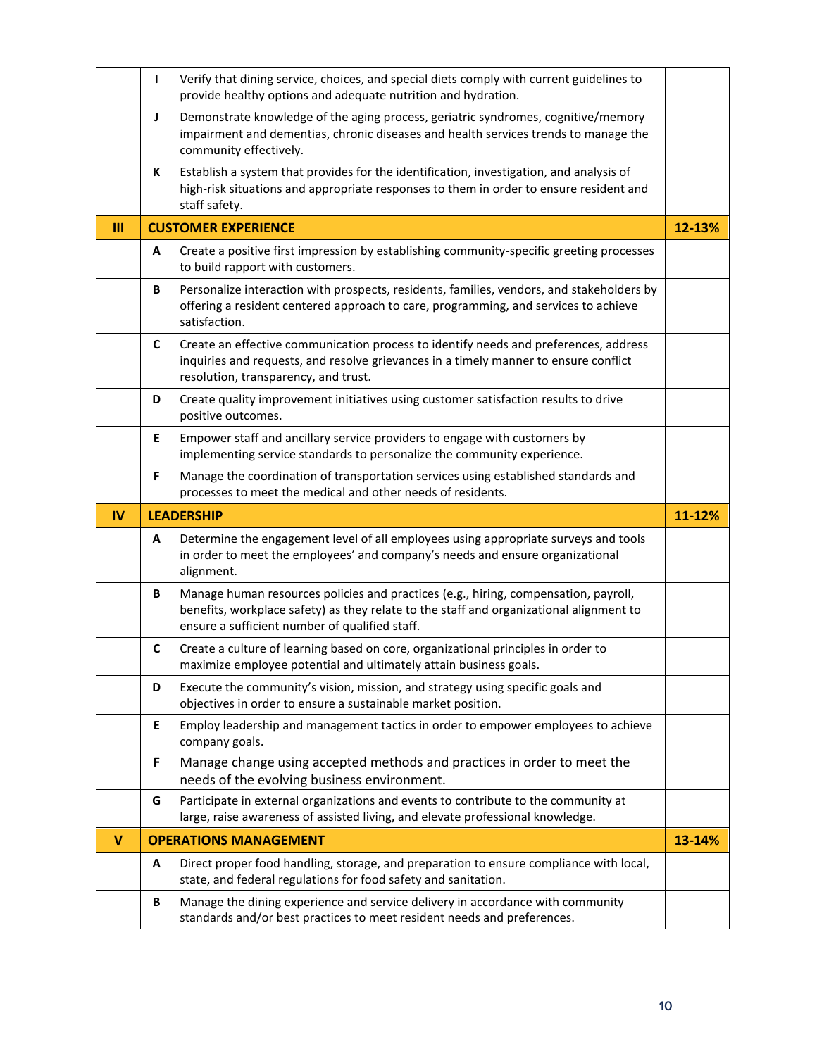| | | | |
|---|---|---|---|
| | I | Verify that dining service, choices, and special diets comply with current guidelines to provide healthy options and adequate nutrition and hydration. | |
| | J | Demonstrate knowledge of the aging process, geriatric syndromes, cognitive/memory impairment and dementias, chronic diseases and health services trends to manage the community effectively. | |
| | K | Establish a system that provides for the identification, investigation, and analysis of high-risk situations and appropriate responses to them in order to ensure resident and staff safety. | |
| **III** | **CUSTOMER EXPERIENCE** | | **12-13%** |
| | A | Create a positive first impression by establishing community-specific greeting processes to build rapport with customers. | |
| | B | Personalize interaction with prospects, residents, families, vendors, and stakeholders by offering a resident centered approach to care, programming, and services to achieve satisfaction. | |
| | C | Create an effective communication process to identify needs and preferences, address inquiries and requests, and resolve grievances in a timely manner to ensure conflict resolution, transparency, and trust. | |
| | D | Create quality improvement initiatives using customer satisfaction results to drive positive outcomes. | |
| | E | Empower staff and ancillary service providers to engage with customers by implementing service standards to personalize the community experience. | |
| | F | Manage the coordination of transportation services using established standards and processes to meet the medical and other needs of residents. | |
| **IV** | **LEADERSHIP** | | **11-12%** |
| | A | Determine the engagement level of all employees using appropriate surveys and tools in order to meet the employees' and company's needs and ensure organizational alignment. | |
| | B | Manage human resources policies and practices (e.g., hiring, compensation, payroll, benefits, workplace safety) as they relate to the staff and organizational alignment to ensure a sufficient number of qualified staff. | |
| | C | Create a culture of learning based on core, organizational principles in order to maximize employee potential and ultimately attain business goals. | |
| | D | Execute the community's vision, mission, and strategy using specific goals and objectives in order to ensure a sustainable market position. | |
| | E | Employ leadership and management tactics in order to empower employees to achieve company goals. | |
| | F | Manage change using accepted methods and practices in order to meet the needs of the evolving business environment. | |
| | G | Participate in external organizations and events to contribute to the community at large, raise awareness of assisted living, and elevate professional knowledge. | |
| **V** | **OPERATIONS MANAGEMENT** | | **13-14%** |
| | A | Direct proper food handling, storage, and preparation to ensure compliance with local, state, and federal regulations for food safety and sanitation. | |
| | B | Manage the dining experience and service delivery in accordance with community standards and/or best practices to meet resident needs and preferences. | |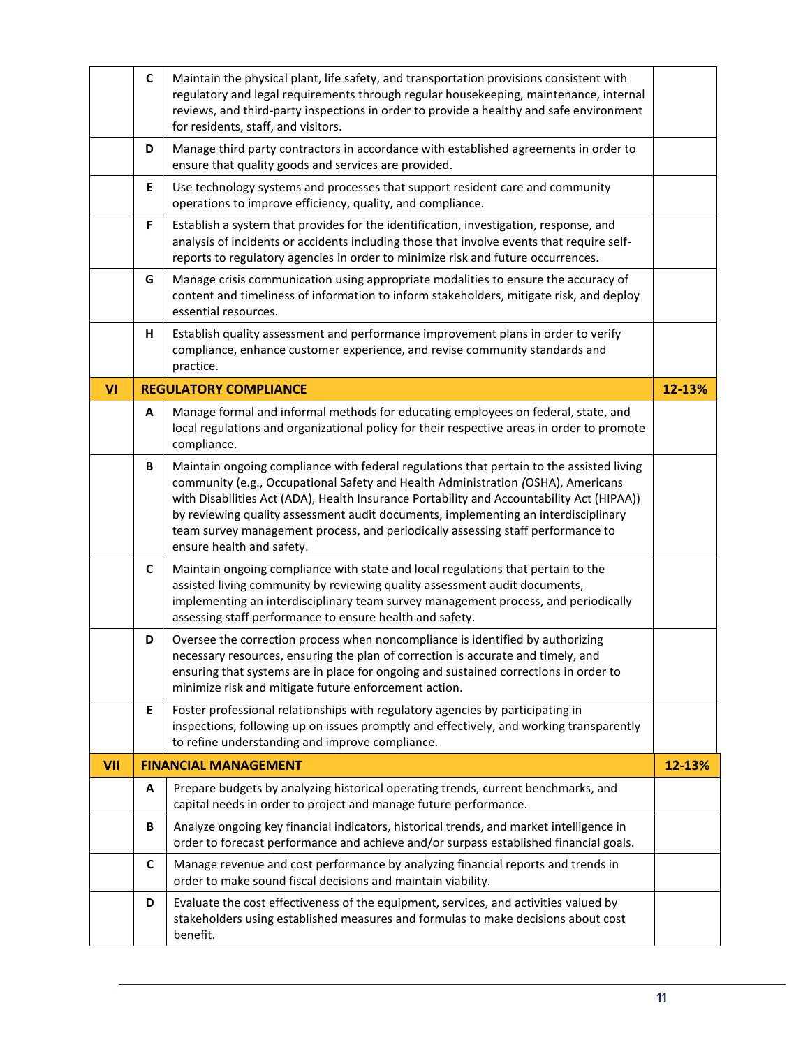| | | | |
|---|---|---|---|
| | C | Maintain the physical plant, life safety, and transportation provisions consistent with regulatory and legal requirements through regular housekeeping, maintenance, internal reviews, and third-party inspections in order to provide a healthy and safe environment for residents, staff, and visitors. | |
| | D | Manage third party contractors in accordance with established agreements in order to ensure that quality goods and services are provided. | |
| | E | Use technology systems and processes that support resident care and community operations to improve efficiency, quality, and compliance. | |
| | F | Establish a system that provides for the identification, investigation, response, and analysis of incidents or accidents including those that involve events that require self-reports to regulatory agencies in order to minimize risk and future occurrences. | |
| | G | Manage crisis communication using appropriate modalities to ensure the accuracy of content and timeliness of information to inform stakeholders, mitigate risk, and deploy essential resources. | |
| | H | Establish quality assessment and performance improvement plans in order to verify compliance, enhance customer experience, and revise community standards and practice. | |
| **VI** | **REGULATORY COMPLIANCE** | | **12-13%** |
| | A | Manage formal and informal methods for educating employees on federal, state, and local regulations and organizational policy for their respective areas in order to promote compliance. | |
| | B | Maintain ongoing compliance with federal regulations that pertain to the assisted living community (e.g., Occupational Safety and Health Administration *(*OSHA), Americans with Disabilities Act (ADA), Health Insurance Portability and Accountability Act (HIPAA)) by reviewing quality assessment audit documents, implementing an interdisciplinary team survey management process, and periodically assessing staff performance to ensure health and safety. | |
| | C | Maintain ongoing compliance with state and local regulations that pertain to the assisted living community by reviewing quality assessment audit documents, implementing an interdisciplinary team survey management process, and periodically assessing staff performance to ensure health and safety. | |
| | D | Oversee the correction process when noncompliance is identified by authorizing necessary resources, ensuring the plan of correction is accurate and timely, and ensuring that systems are in place for ongoing and sustained corrections in order to minimize risk and mitigate future enforcement action. | |
| | E | Foster professional relationships with regulatory agencies by participating in inspections, following up on issues promptly and effectively, and working transparently to refine understanding and improve compliance. | |
| **VII** | **FINANCIAL MANAGEMENT** | | **12-13%** |
| | A | Prepare budgets by analyzing historical operating trends, current benchmarks, and capital needs in order to project and manage future performance. | |
| | B | Analyze ongoing key financial indicators, historical trends, and market intelligence in order to forecast performance and achieve and/or surpass established financial goals. | |
| | C | Manage revenue and cost performance by analyzing financial reports and trends in order to make sound fiscal decisions and maintain viability. | |
| | D | Evaluate the cost effectiveness of the equipment, services, and activities valued by stakeholders using established measures and formulas to make decisions about cost benefit. | |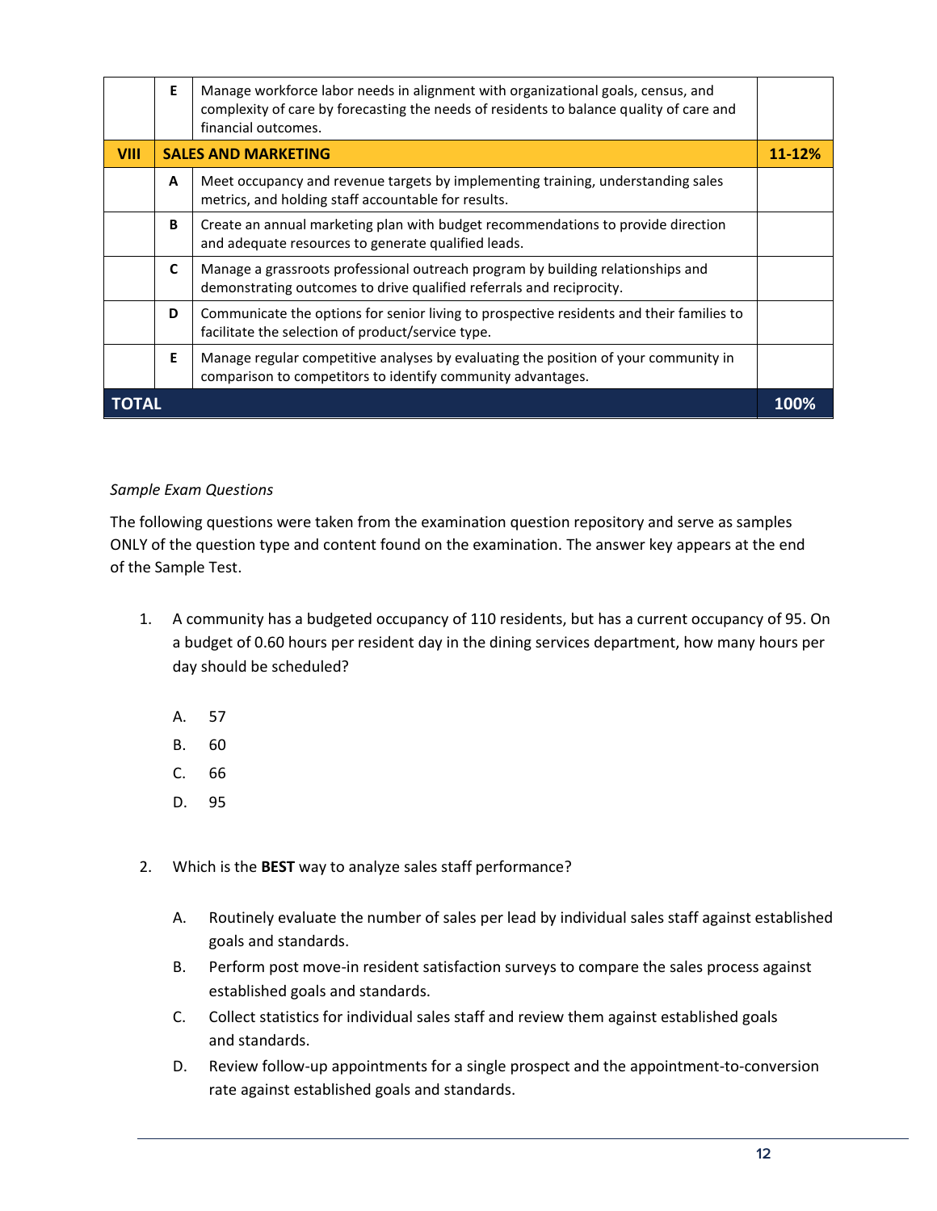| | | | |
|---|---|---|---|
| | E | Manage workforce labor needs in alignment with organizational goals, census, and complexity of care by forecasting the needs of residents to balance quality of care and financial outcomes. | |
| **VIII** | **SALES AND MARKETING** | | **11-12%** |
| | A | Meet occupancy and revenue targets by implementing training, understanding sales metrics, and holding staff accountable for results. | |
| | B | Create an annual marketing plan with budget recommendations to provide direction and adequate resources to generate qualified leads. | |
| | C | Manage a grassroots professional outreach program by building relationships and demonstrating outcomes to drive qualified referrals and reciprocity. | |
| | D | Communicate the options for senior living to prospective residents and their families to facilitate the selection of product/service type. | |
| | E | Manage regular competitive analyses by evaluating the position of your community in comparison to competitors to identify community advantages. | |
| **TOTAL** | | | **100%** |

*Sample Exam Questions*

The following questions were taken from the examination question repository and serve as samples ONLY of the question type and content found on the examination. The answer key appears at the end of the Sample Test.

1. A community has a budgeted occupancy of 110 residents, but has a current occupancy of 95. On a budget of 0.60 hours per resident day in the dining services department, how many hours per day should be scheduled?

   A. 57

   B. 60

   C. 66

   D. 95

2. Which is the **BEST** way to analyze sales staff performance?

   A. Routinely evaluate the number of sales per lead by individual sales staff against established goals and standards.

   B. Perform post move-in resident satisfaction surveys to compare the sales process against established goals and standards.

   C. Collect statistics for individual sales staff and review them against established goals and standards.

   D. Review follow-up appointments for a single prospect and the appointment-to-conversion rate against established goals and standards.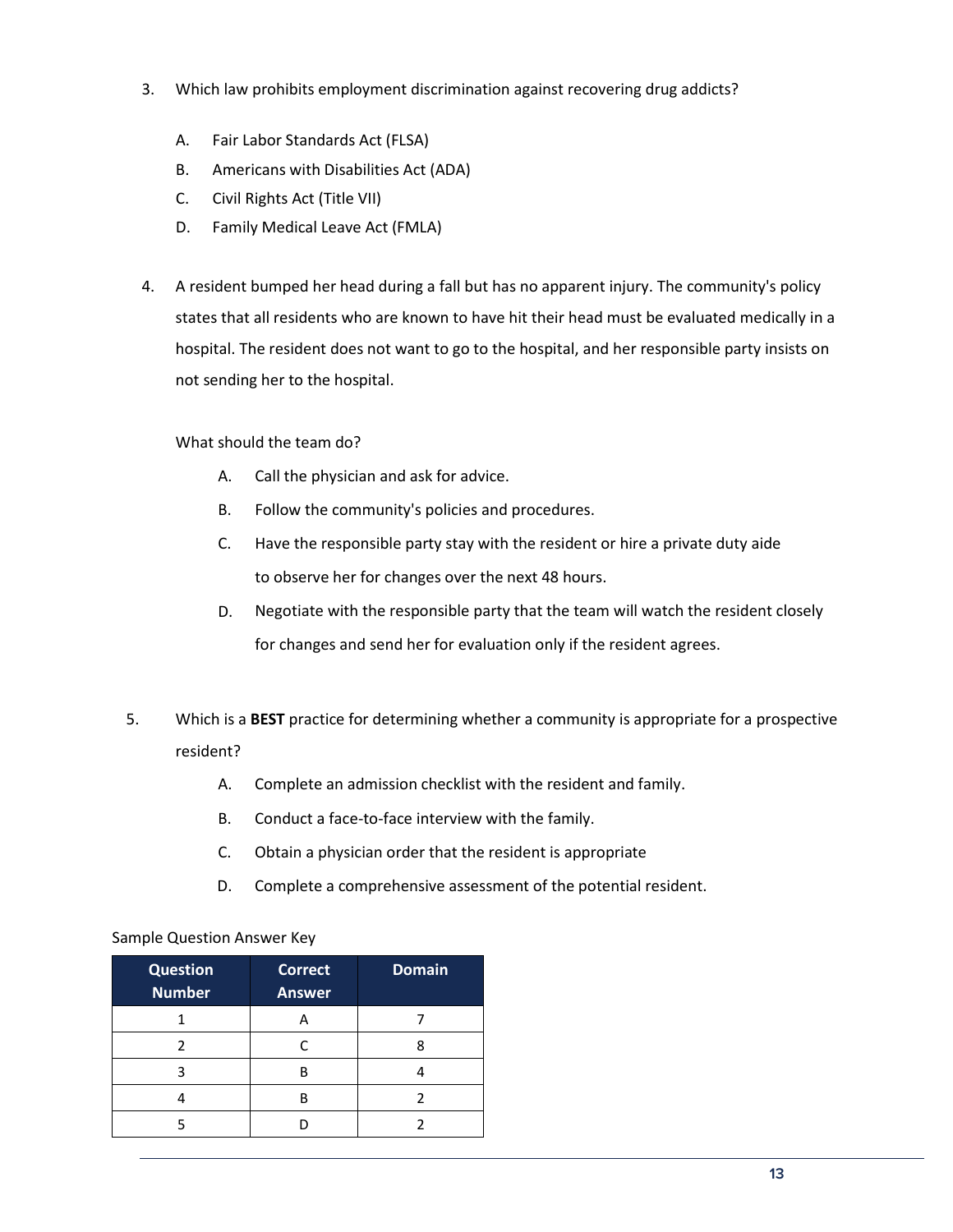3. Which law prohibits employment discrimination against recovering drug addicts?

   A. Fair Labor Standards Act (FLSA)
   B. Americans with Disabilities Act (ADA)
   C. Civil Rights Act (Title VII)
   D. Family Medical Leave Act (FMLA)

4. A resident bumped her head during a fall but has no apparent injury. The community's policy states that all residents who are known to have hit their head must be evaluated medically in a hospital. The resident does not want to go to the hospital, and her responsible party insists on not sending her to the hospital.

   What should the team do?

   A. Call the physician and ask for advice.
   B. Follow the community's policies and procedures.
   C. Have the responsible party stay with the resident or hire a private duty aide to observe her for changes over the next 48 hours.
   D. Negotiate with the responsible party that the team will watch the resident closely for changes and send her for evaluation only if the resident agrees.

5. Which is a **BEST** practice for determining whether a community is appropriate for a prospective resident?

   A. Complete an admission checklist with the resident and family.
   B. Conduct a face-to-face interview with the family.
   C. Obtain a physician order that the resident is appropriate
   D. Complete a comprehensive assessment of the potential resident.

Sample Question Answer Key

| Question Number | Correct Answer | Domain |
|---|---|---|
| 1 | A | 7 |
| 2 | C | 8 |
| 3 | B | 4 |
| 4 | B | 2 |
| 5 | D | 2 |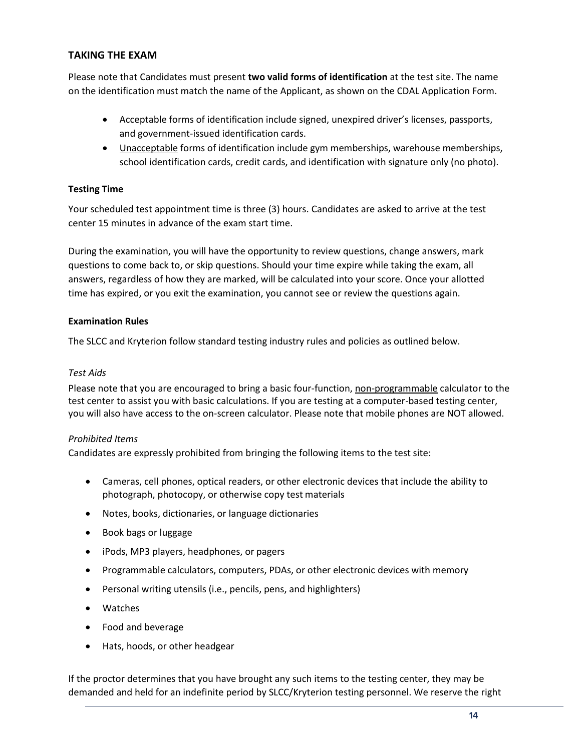## TAKING THE EXAM

Please note that Candidates must present **two valid forms of identification** at the test site. The name on the identification must match the name of the Applicant, as shown on the CDAL Application Form.

- Acceptable forms of identification include signed, unexpired driver's licenses, passports, and government-issued identification cards.
- Unacceptable forms of identification include gym memberships, warehouse memberships, school identification cards, credit cards, and identification with signature only (no photo).

### Testing Time

Your scheduled test appointment time is three (3) hours. Candidates are asked to arrive at the test center 15 minutes in advance of the exam start time.

During the examination, you will have the opportunity to review questions, change answers, mark questions to come back to, or skip questions. Should your time expire while taking the exam, all answers, regardless of how they are marked, will be calculated into your score. Once your allotted time has expired, or you exit the examination, you cannot see or review the questions again.

### Examination Rules

The SLCC and Kryterion follow standard testing industry rules and policies as outlined below.

*Test Aids*

Please note that you are encouraged to bring a basic four-function, non-programmable calculator to the test center to assist you with basic calculations. If you are testing at a computer-based testing center, you will also have access to the on-screen calculator. Please note that mobile phones are NOT allowed.

*Prohibited Items*

Candidates are expressly prohibited from bringing the following items to the test site:

- Cameras, cell phones, optical readers, or other electronic devices that include the ability to photograph, photocopy, or otherwise copy test materials
- Notes, books, dictionaries, or language dictionaries
- Book bags or luggage
- iPods, MP3 players, headphones, or pagers
- Programmable calculators, computers, PDAs, or other electronic devices with memory
- Personal writing utensils (i.e., pencils, pens, and highlighters)
- Watches
- Food and beverage
- Hats, hoods, or other headgear

If the proctor determines that you have brought any such items to the testing center, they may be demanded and held for an indefinite period by SLCC/Kryterion testing personnel. We reserve the right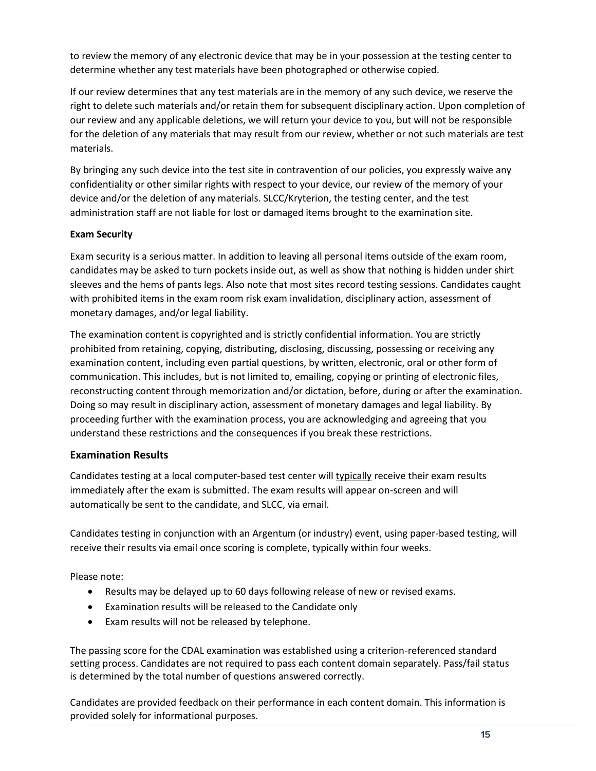to review the memory of any electronic device that may be in your possession at the testing center to determine whether any test materials have been photographed or otherwise copied.

If our review determines that any test materials are in the memory of any such device, we reserve the right to delete such materials and/or retain them for subsequent disciplinary action. Upon completion of our review and any applicable deletions, we will return your device to you, but will not be responsible for the deletion of any materials that may result from our review, whether or not such materials are test materials.

By bringing any such device into the test site in contravention of our policies, you expressly waive any confidentiality or other similar rights with respect to your device, our review of the memory of your device and/or the deletion of any materials. SLCC/Kryterion, the testing center, and the test administration staff are not liable for lost or damaged items brought to the examination site.

**Exam Security**

Exam security is a serious matter. In addition to leaving all personal items outside of the exam room, candidates may be asked to turn pockets inside out, as well as show that nothing is hidden under shirt sleeves and the hems of pants legs. Also note that most sites record testing sessions. Candidates caught with prohibited items in the exam room risk exam invalidation, disciplinary action, assessment of monetary damages, and/or legal liability.

The examination content is copyrighted and is strictly confidential information. You are strictly prohibited from retaining, copying, distributing, disclosing, discussing, possessing or receiving any examination content, including even partial questions, by written, electronic, oral or other form of communication. This includes, but is not limited to, emailing, copying or printing of electronic files, reconstructing content through memorization and/or dictation, before, during or after the examination. Doing so may result in disciplinary action, assessment of monetary damages and legal liability. By proceeding further with the examination process, you are acknowledging and agreeing that you understand these restrictions and the consequences if you break these restrictions.

## Examination Results

Candidates testing at a local computer-based test center will <u>typically</u> receive their exam results immediately after the exam is submitted. The exam results will appear on-screen and will automatically be sent to the candidate, and SLCC, via email.

Candidates testing in conjunction with an Argentum (or industry) event, using paper-based testing, will receive their results via email once scoring is complete, typically within four weeks.

Please note:

- Results may be delayed up to 60 days following release of new or revised exams.
- Examination results will be released to the Candidate only
- Exam results will not be released by telephone.

The passing score for the CDAL examination was established using a criterion-referenced standard setting process. Candidates are not required to pass each content domain separately. Pass/fail status is determined by the total number of questions answered correctly.

Candidates are provided feedback on their performance in each content domain. This information is provided solely for informational purposes.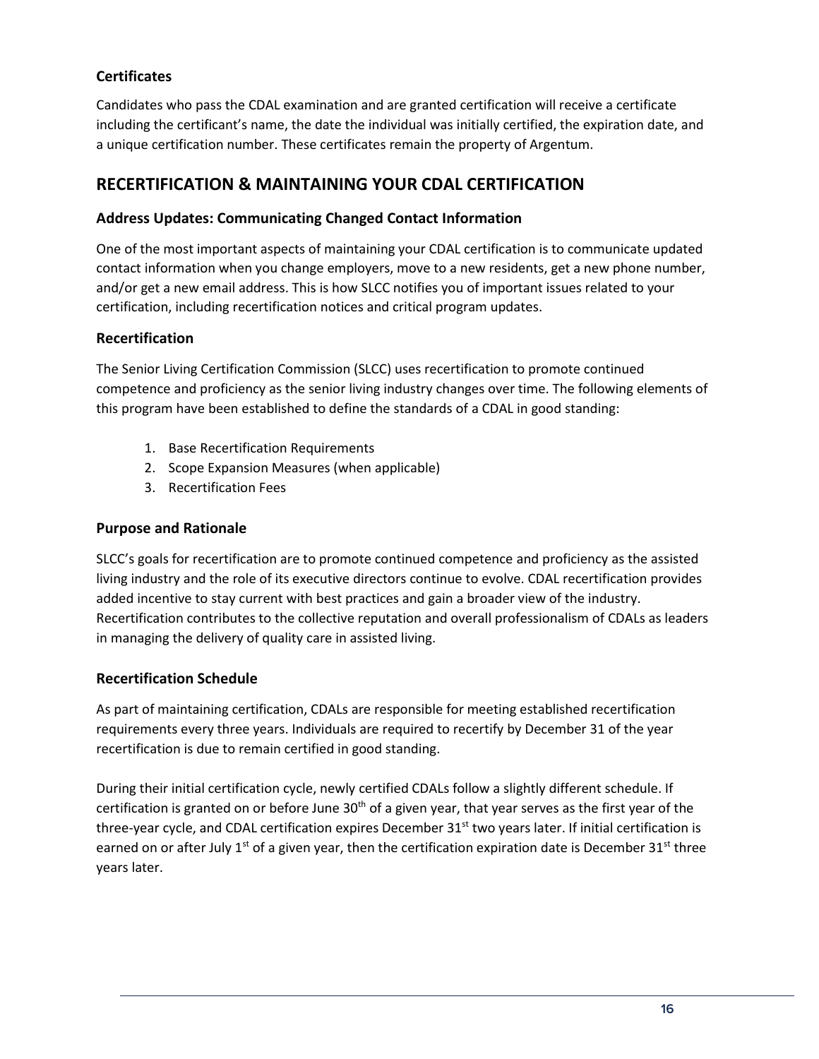### Certificates

Candidates who pass the CDAL examination and are granted certification will receive a certificate including the certificant's name, the date the individual was initially certified, the expiration date, and a unique certification number. These certificates remain the property of Argentum.

## RECERTIFICATION & MAINTAINING YOUR CDAL CERTIFICATION

### Address Updates: Communicating Changed Contact Information

One of the most important aspects of maintaining your CDAL certification is to communicate updated contact information when you change employers, move to a new residents, get a new phone number, and/or get a new email address. This is how SLCC notifies you of important issues related to your certification, including recertification notices and critical program updates.

### Recertification

The Senior Living Certification Commission (SLCC) uses recertification to promote continued competence and proficiency as the senior living industry changes over time. The following elements of this program have been established to define the standards of a CDAL in good standing:

1. Base Recertification Requirements
2. Scope Expansion Measures (when applicable)
3. Recertification Fees

### Purpose and Rationale

SLCC's goals for recertification are to promote continued competence and proficiency as the assisted living industry and the role of its executive directors continue to evolve. CDAL recertification provides added incentive to stay current with best practices and gain a broader view of the industry. Recertification contributes to the collective reputation and overall professionalism of CDALs as leaders in managing the delivery of quality care in assisted living.

### Recertification Schedule

As part of maintaining certification, CDALs are responsible for meeting established recertification requirements every three years. Individuals are required to recertify by December 31 of the year recertification is due to remain certified in good standing.

During their initial certification cycle, newly certified CDALs follow a slightly different schedule. If certification is granted on or before June 30th of a given year, that year serves as the first year of the three-year cycle, and CDAL certification expires December 31st two years later. If initial certification is earned on or after July 1st of a given year, then the certification expiration date is December 31st three years later.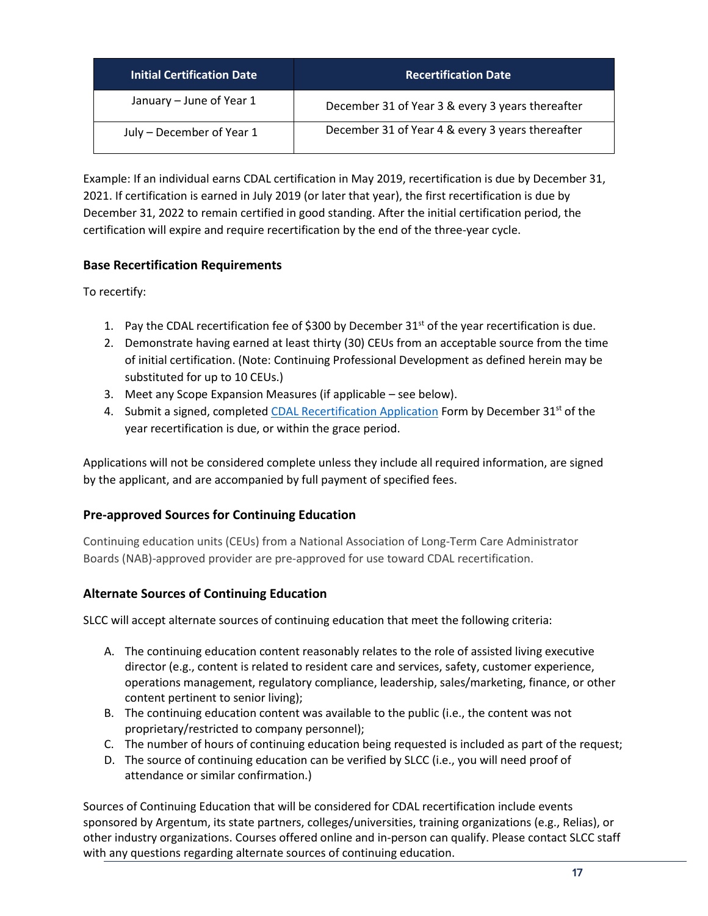| Initial Certification Date | Recertification Date |
| --- | --- |
| January – June of Year 1 | December 31 of Year 3 & every 3 years thereafter |
| July – December of Year 1 | December 31 of Year 4 & every 3 years thereafter |

Example: If an individual earns CDAL certification in May 2019, recertification is due by December 31, 2021. If certification is earned in July 2019 (or later that year), the first recertification is due by December 31, 2022 to remain certified in good standing. After the initial certification period, the certification will expire and require recertification by the end of the three-year cycle.

### Base Recertification Requirements

To recertify:

1. Pay the CDAL recertification fee of $300 by December 31st of the year recertification is due.
2. Demonstrate having earned at least thirty (30) CEUs from an acceptable source from the time of initial certification. (Note: Continuing Professional Development as defined herein may be substituted for up to 10 CEUs.)
3. Meet any Scope Expansion Measures (if applicable – see below).
4. Submit a signed, completed CDAL Recertification Application Form by December 31st of the year recertification is due, or within the grace period.

Applications will not be considered complete unless they include all required information, are signed by the applicant, and are accompanied by full payment of specified fees.

### Pre-approved Sources for Continuing Education

Continuing education units (CEUs) from a National Association of Long-Term Care Administrator Boards (NAB)-approved provider are pre-approved for use toward CDAL recertification.

### Alternate Sources of Continuing Education

SLCC will accept alternate sources of continuing education that meet the following criteria:

A. The continuing education content reasonably relates to the role of assisted living executive director (e.g., content is related to resident care and services, safety, customer experience, operations management, regulatory compliance, leadership, sales/marketing, finance, or other content pertinent to senior living);
B. The continuing education content was available to the public (i.e., the content was not proprietary/restricted to company personnel);
C. The number of hours of continuing education being requested is included as part of the request;
D. The source of continuing education can be verified by SLCC (i.e., you will need proof of attendance or similar confirmation.)

Sources of Continuing Education that will be considered for CDAL recertification include events sponsored by Argentum, its state partners, colleges/universities, training organizations (e.g., Relias), or other industry organizations. Courses offered online and in-person can qualify. Please contact SLCC staff with any questions regarding alternate sources of continuing education.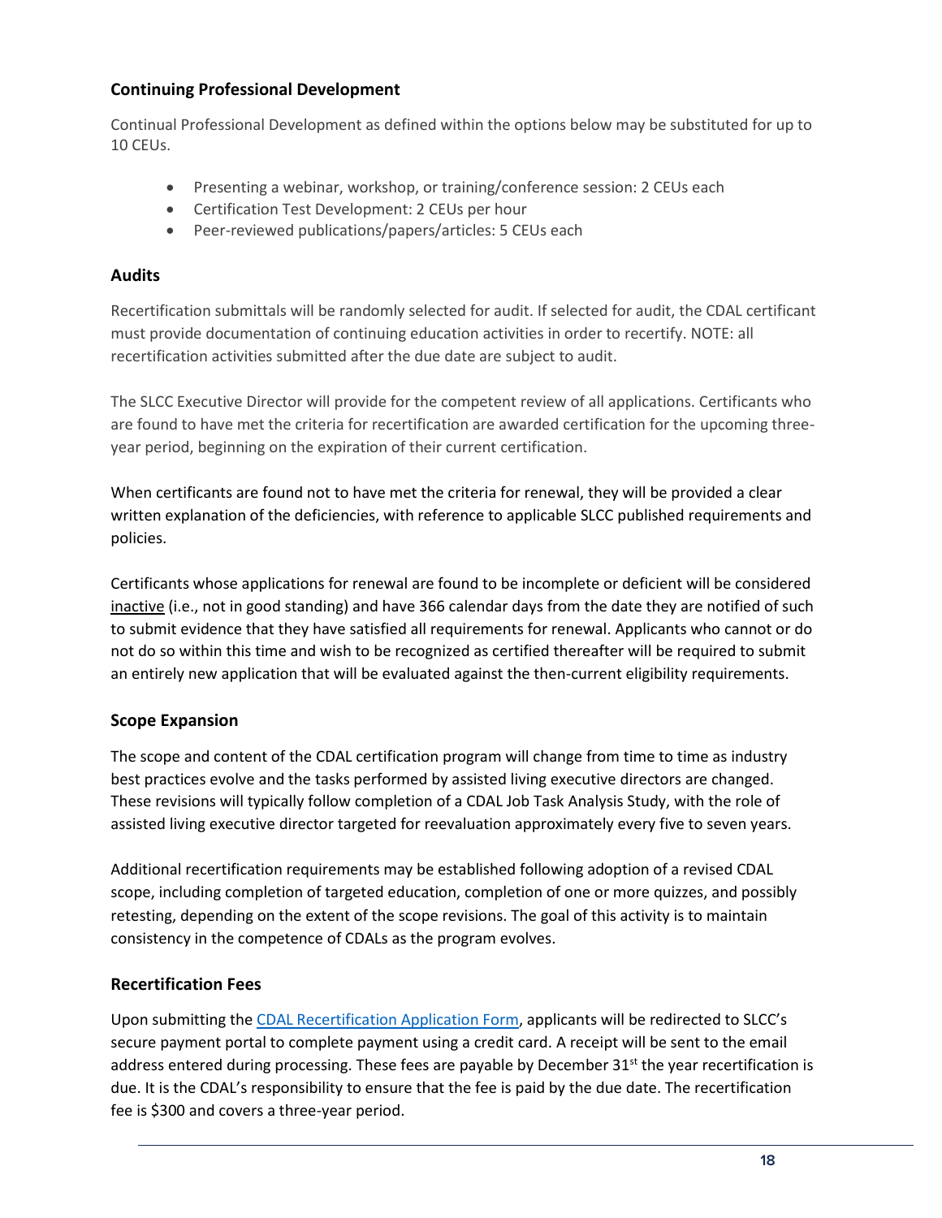## Continuing Professional Development

Continual Professional Development as defined within the options below may be substituted for up to 10 CEUs.

- Presenting a webinar, workshop, or training/conference session: 2 CEUs each
- Certification Test Development: 2 CEUs per hour
- Peer-reviewed publications/papers/articles: 5 CEUs each

## Audits

Recertification submittals will be randomly selected for audit. If selected for audit, the CDAL certificant must provide documentation of continuing education activities in order to recertify. NOTE: all recertification activities submitted after the due date are subject to audit.

The SLCC Executive Director will provide for the competent review of all applications. Certificants who are found to have met the criteria for recertification are awarded certification for the upcoming three-year period, beginning on the expiration of their current certification.

When certificants are found not to have met the criteria for renewal, they will be provided a clear written explanation of the deficiencies, with reference to applicable SLCC published requirements and policies.

Certificants whose applications for renewal are found to be incomplete or deficient will be considered inactive (i.e., not in good standing) and have 366 calendar days from the date they are notified of such to submit evidence that they have satisfied all requirements for renewal. Applicants who cannot or do not do so within this time and wish to be recognized as certified thereafter will be required to submit an entirely new application that will be evaluated against the then-current eligibility requirements.

## Scope Expansion

The scope and content of the CDAL certification program will change from time to time as industry best practices evolve and the tasks performed by assisted living executive directors are changed. These revisions will typically follow completion of a CDAL Job Task Analysis Study, with the role of assisted living executive director targeted for reevaluation approximately every five to seven years.

Additional recertification requirements may be established following adoption of a revised CDAL scope, including completion of targeted education, completion of one or more quizzes, and possibly retesting, depending on the extent of the scope revisions. The goal of this activity is to maintain consistency in the competence of CDALs as the program evolves.

## Recertification Fees

Upon submitting the CDAL Recertification Application Form, applicants will be redirected to SLCC's secure payment portal to complete payment using a credit card. A receipt will be sent to the email address entered during processing. These fees are payable by December 31st the year recertification is due. It is the CDAL's responsibility to ensure that the fee is paid by the due date. The recertification fee is $300 and covers a three-year period.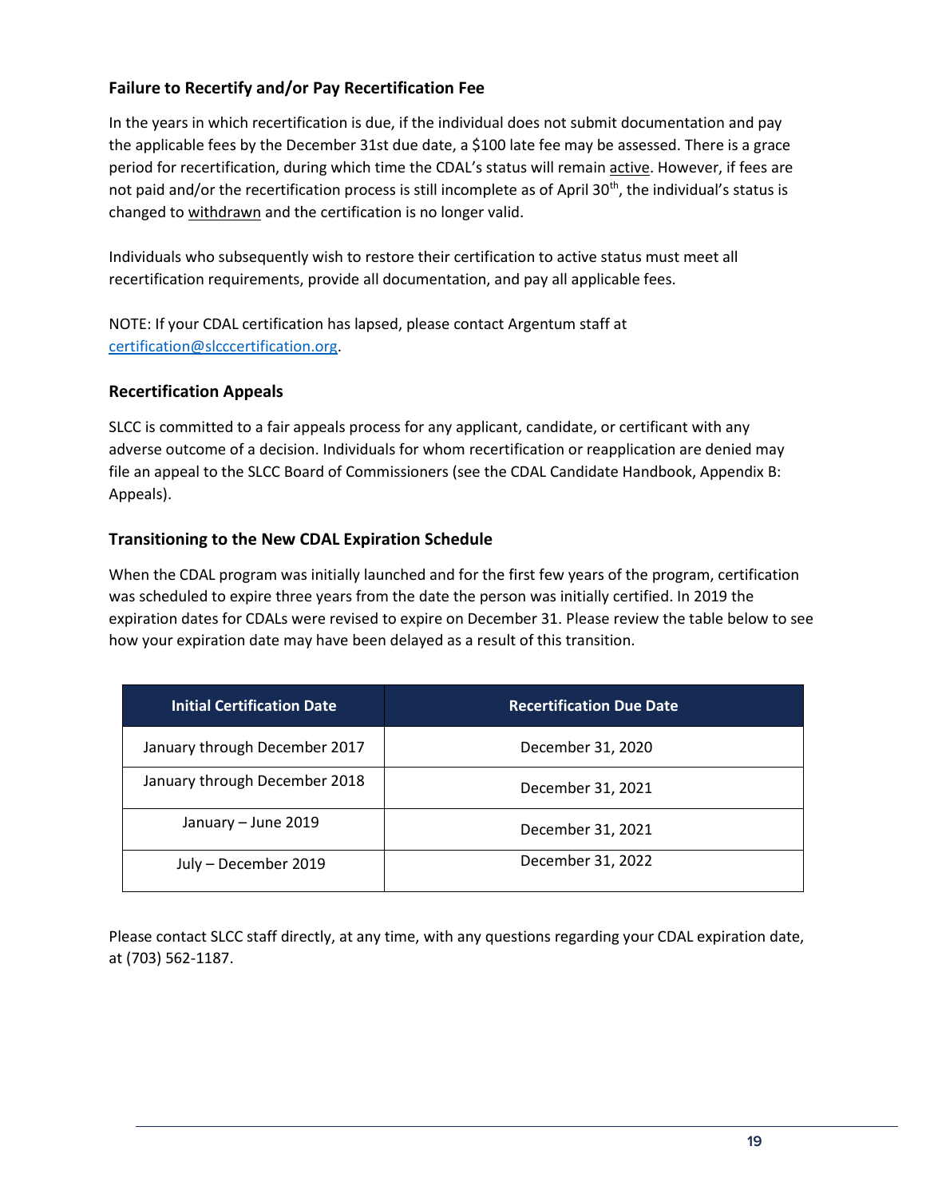### Failure to Recertify and/or Pay Recertification Fee

In the years in which recertification is due, if the individual does not submit documentation and pay the applicable fees by the December 31st due date, a $100 late fee may be assessed. There is a grace period for recertification, during which time the CDAL's status will remain active. However, if fees are not paid and/or the recertification process is still incomplete as of April 30th, the individual's status is changed to withdrawn and the certification is no longer valid.

Individuals who subsequently wish to restore their certification to active status must meet all recertification requirements, provide all documentation, and pay all applicable fees.

NOTE: If your CDAL certification has lapsed, please contact Argentum staff at certification@slcccertification.org.

### Recertification Appeals

SLCC is committed to a fair appeals process for any applicant, candidate, or certificant with any adverse outcome of a decision. Individuals for whom recertification or reapplication are denied may file an appeal to the SLCC Board of Commissioners (see the CDAL Candidate Handbook, Appendix B: Appeals).

### Transitioning to the New CDAL Expiration Schedule

When the CDAL program was initially launched and for the first few years of the program, certification was scheduled to expire three years from the date the person was initially certified. In 2019 the expiration dates for CDALs were revised to expire on December 31. Please review the table below to see how your expiration date may have been delayed as a result of this transition.

| Initial Certification Date | Recertification Due Date |
|---|---|
| January through December 2017 | December 31, 2020 |
| January through December 2018 | December 31, 2021 |
| January – June 2019 | December 31, 2021 |
| July – December 2019 | December 31, 2022 |

Please contact SLCC staff directly, at any time, with any questions regarding your CDAL expiration date, at (703) 562-1187.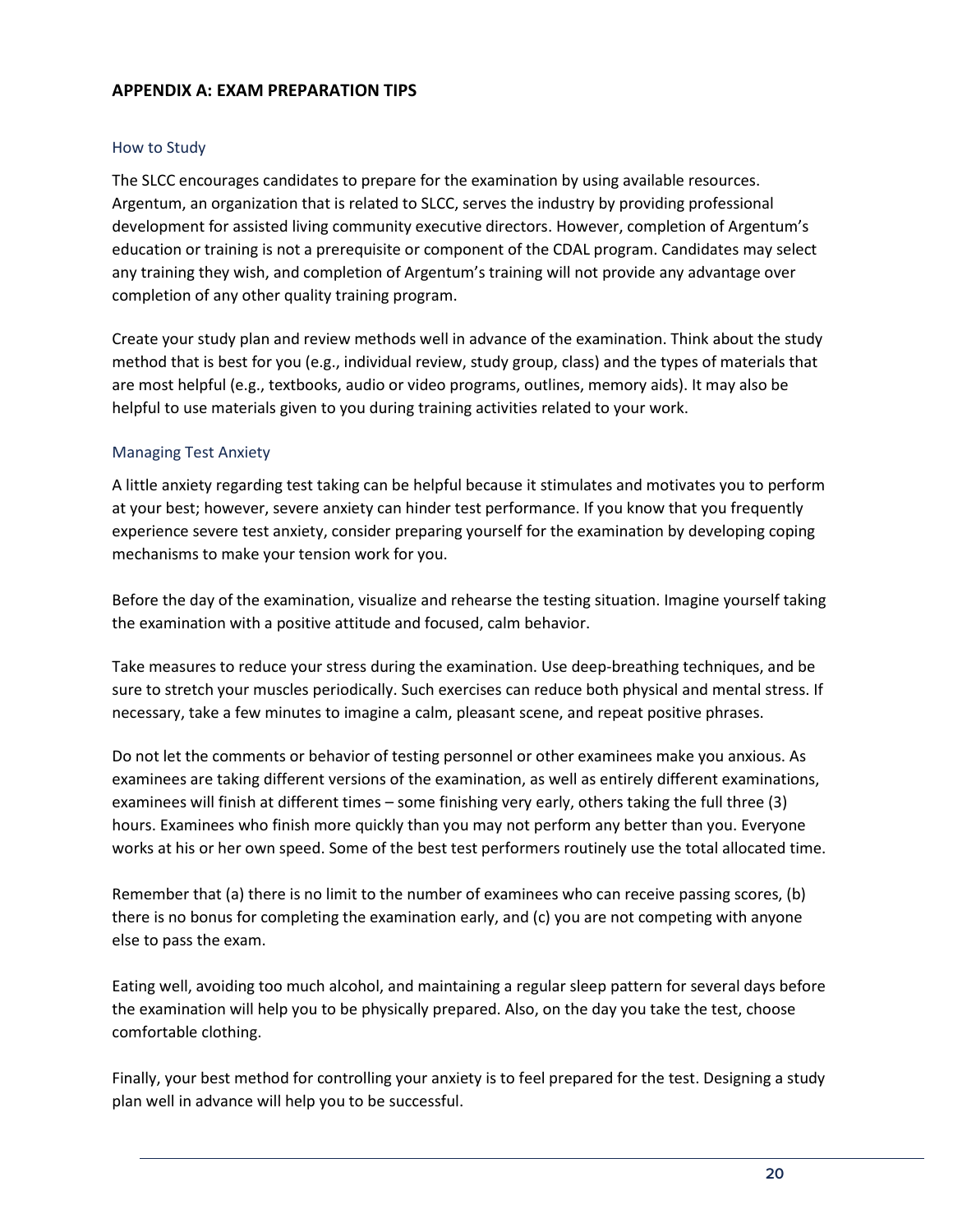## APPENDIX A: EXAM PREPARATION TIPS

### How to Study

The SLCC encourages candidates to prepare for the examination by using available resources. Argentum, an organization that is related to SLCC, serves the industry by providing professional development for assisted living community executive directors. However, completion of Argentum's education or training is not a prerequisite or component of the CDAL program. Candidates may select any training they wish, and completion of Argentum's training will not provide any advantage over completion of any other quality training program.

Create your study plan and review methods well in advance of the examination. Think about the study method that is best for you (e.g., individual review, study group, class) and the types of materials that are most helpful (e.g., textbooks, audio or video programs, outlines, memory aids). It may also be helpful to use materials given to you during training activities related to your work.

### Managing Test Anxiety

A little anxiety regarding test taking can be helpful because it stimulates and motivates you to perform at your best; however, severe anxiety can hinder test performance. If you know that you frequently experience severe test anxiety, consider preparing yourself for the examination by developing coping mechanisms to make your tension work for you.

Before the day of the examination, visualize and rehearse the testing situation. Imagine yourself taking the examination with a positive attitude and focused, calm behavior.

Take measures to reduce your stress during the examination. Use deep-breathing techniques, and be sure to stretch your muscles periodically. Such exercises can reduce both physical and mental stress. If necessary, take a few minutes to imagine a calm, pleasant scene, and repeat positive phrases.

Do not let the comments or behavior of testing personnel or other examinees make you anxious. As examinees are taking different versions of the examination, as well as entirely different examinations, examinees will finish at different times – some finishing very early, others taking the full three (3) hours. Examinees who finish more quickly than you may not perform any better than you. Everyone works at his or her own speed. Some of the best test performers routinely use the total allocated time.

Remember that (a) there is no limit to the number of examinees who can receive passing scores, (b) there is no bonus for completing the examination early, and (c) you are not competing with anyone else to pass the exam.

Eating well, avoiding too much alcohol, and maintaining a regular sleep pattern for several days before the examination will help you to be physically prepared. Also, on the day you take the test, choose comfortable clothing.

Finally, your best method for controlling your anxiety is to feel prepared for the test. Designing a study plan well in advance will help you to be successful.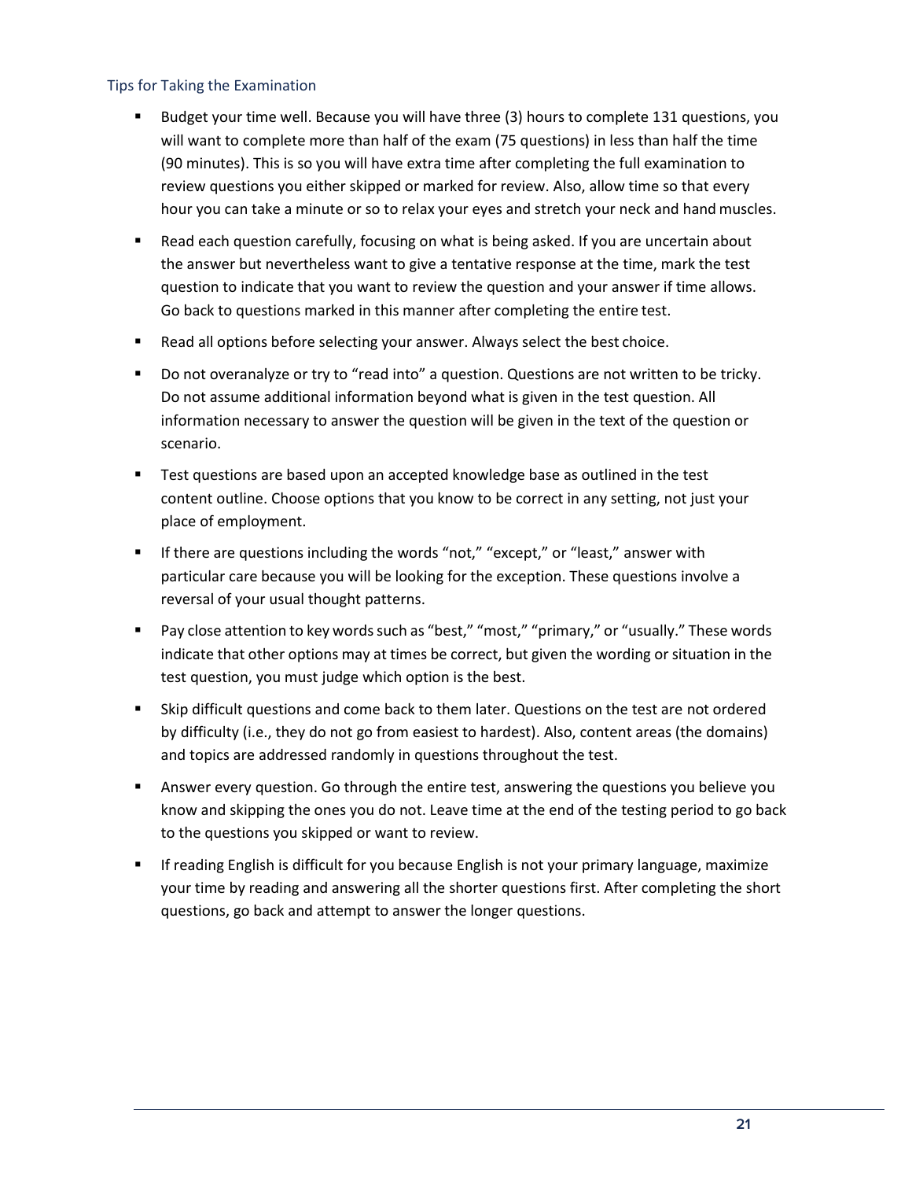### Tips for Taking the Examination

- Budget your time well. Because you will have three (3) hours to complete 131 questions, you will want to complete more than half of the exam (75 questions) in less than half the time (90 minutes). This is so you will have extra time after completing the full examination to review questions you either skipped or marked for review. Also, allow time so that every hour you can take a minute or so to relax your eyes and stretch your neck and hand muscles.
- Read each question carefully, focusing on what is being asked. If you are uncertain about the answer but nevertheless want to give a tentative response at the time, mark the test question to indicate that you want to review the question and your answer if time allows. Go back to questions marked in this manner after completing the entire test.
- Read all options before selecting your answer. Always select the best choice.
- Do not overanalyze or try to "read into" a question. Questions are not written to be tricky. Do not assume additional information beyond what is given in the test question. All information necessary to answer the question will be given in the text of the question or scenario.
- Test questions are based upon an accepted knowledge base as outlined in the test content outline. Choose options that you know to be correct in any setting, not just your place of employment.
- If there are questions including the words "not," "except," or "least," answer with particular care because you will be looking for the exception. These questions involve a reversal of your usual thought patterns.
- Pay close attention to key words such as "best," "most," "primary," or "usually." These words indicate that other options may at times be correct, but given the wording or situation in the test question, you must judge which option is the best.
- Skip difficult questions and come back to them later. Questions on the test are not ordered by difficulty (i.e., they do not go from easiest to hardest). Also, content areas (the domains) and topics are addressed randomly in questions throughout the test.
- Answer every question. Go through the entire test, answering the questions you believe you know and skipping the ones you do not. Leave time at the end of the testing period to go back to the questions you skipped or want to review.
- If reading English is difficult for you because English is not your primary language, maximize your time by reading and answering all the shorter questions first. After completing the short questions, go back and attempt to answer the longer questions.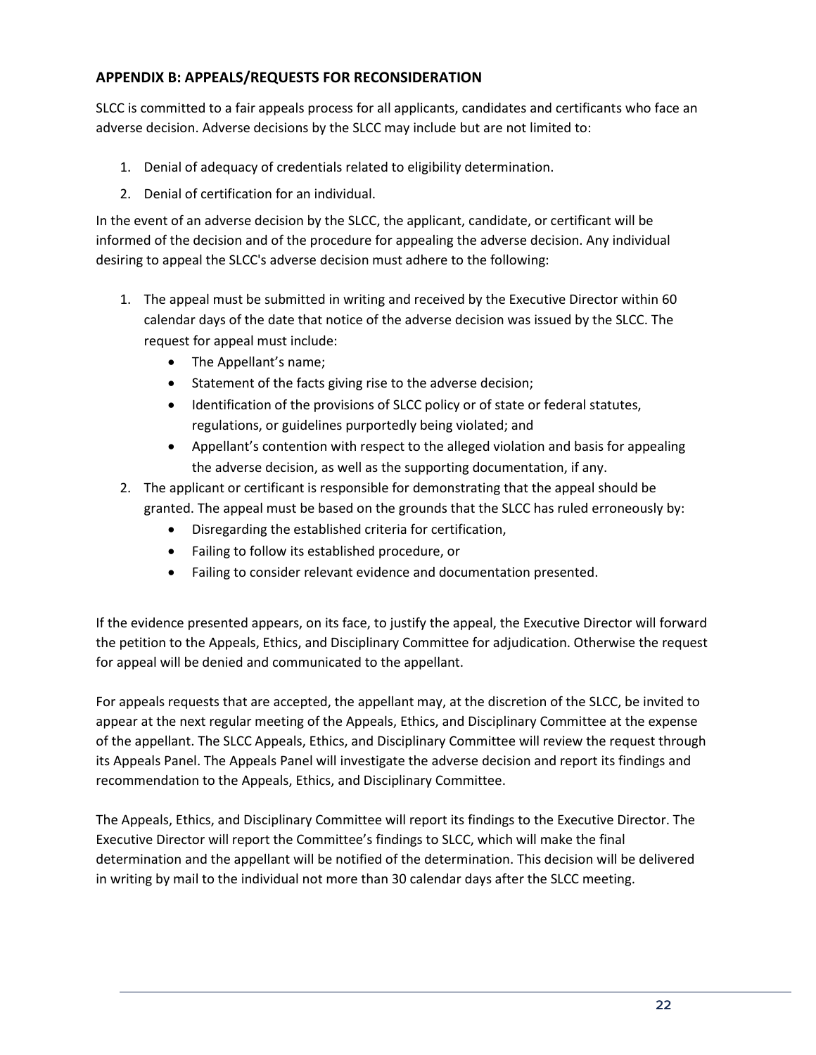## APPENDIX B: APPEALS/REQUESTS FOR RECONSIDERATION

SLCC is committed to a fair appeals process for all applicants, candidates and certificants who face an adverse decision. Adverse decisions by the SLCC may include but are not limited to:

1. Denial of adequacy of credentials related to eligibility determination.
2. Denial of certification for an individual.

In the event of an adverse decision by the SLCC, the applicant, candidate, or certificant will be informed of the decision and of the procedure for appealing the adverse decision. Any individual desiring to appeal the SLCC's adverse decision must adhere to the following:

1. The appeal must be submitted in writing and received by the Executive Director within 60 calendar days of the date that notice of the adverse decision was issued by the SLCC. The request for appeal must include:
   - The Appellant's name;
   - Statement of the facts giving rise to the adverse decision;
   - Identification of the provisions of SLCC policy or of state or federal statutes, regulations, or guidelines purportedly being violated; and
   - Appellant's contention with respect to the alleged violation and basis for appealing the adverse decision, as well as the supporting documentation, if any.
2. The applicant or certificant is responsible for demonstrating that the appeal should be granted. The appeal must be based on the grounds that the SLCC has ruled erroneously by:
   - Disregarding the established criteria for certification,
   - Failing to follow its established procedure, or
   - Failing to consider relevant evidence and documentation presented.

If the evidence presented appears, on its face, to justify the appeal, the Executive Director will forward the petition to the Appeals, Ethics, and Disciplinary Committee for adjudication. Otherwise the request for appeal will be denied and communicated to the appellant.

For appeals requests that are accepted, the appellant may, at the discretion of the SLCC, be invited to appear at the next regular meeting of the Appeals, Ethics, and Disciplinary Committee at the expense of the appellant. The SLCC Appeals, Ethics, and Disciplinary Committee will review the request through its Appeals Panel. The Appeals Panel will investigate the adverse decision and report its findings and recommendation to the Appeals, Ethics, and Disciplinary Committee.

The Appeals, Ethics, and Disciplinary Committee will report its findings to the Executive Director. The Executive Director will report the Committee's findings to SLCC, which will make the final determination and the appellant will be notified of the determination. This decision will be delivered in writing by mail to the individual not more than 30 calendar days after the SLCC meeting.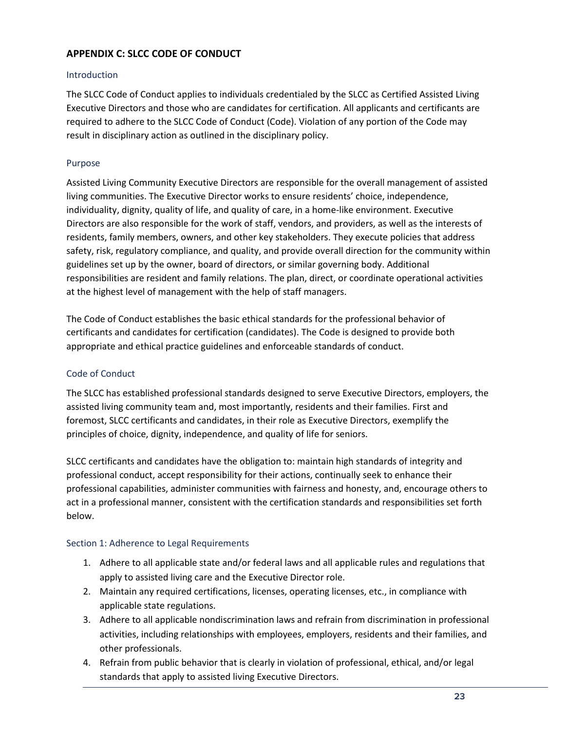## APPENDIX C: SLCC CODE OF CONDUCT

### Introduction

The SLCC Code of Conduct applies to individuals credentialed by the SLCC as Certified Assisted Living Executive Directors and those who are candidates for certification. All applicants and certificants are required to adhere to the SLCC Code of Conduct (Code). Violation of any portion of the Code may result in disciplinary action as outlined in the disciplinary policy.

### Purpose

Assisted Living Community Executive Directors are responsible for the overall management of assisted living communities. The Executive Director works to ensure residents' choice, independence, individuality, dignity, quality of life, and quality of care, in a home-like environment. Executive Directors are also responsible for the work of staff, vendors, and providers, as well as the interests of residents, family members, owners, and other key stakeholders. They execute policies that address safety, risk, regulatory compliance, and quality, and provide overall direction for the community within guidelines set up by the owner, board of directors, or similar governing body. Additional responsibilities are resident and family relations. The plan, direct, or coordinate operational activities at the highest level of management with the help of staff managers.

The Code of Conduct establishes the basic ethical standards for the professional behavior of certificants and candidates for certification (candidates). The Code is designed to provide both appropriate and ethical practice guidelines and enforceable standards of conduct.

### Code of Conduct

The SLCC has established professional standards designed to serve Executive Directors, employers, the assisted living community team and, most importantly, residents and their families. First and foremost, SLCC certificants and candidates, in their role as Executive Directors, exemplify the principles of choice, dignity, independence, and quality of life for seniors.

SLCC certificants and candidates have the obligation to: maintain high standards of integrity and professional conduct, accept responsibility for their actions, continually seek to enhance their professional capabilities, administer communities with fairness and honesty, and, encourage others to act in a professional manner, consistent with the certification standards and responsibilities set forth below.

### Section 1: Adherence to Legal Requirements

1. Adhere to all applicable state and/or federal laws and all applicable rules and regulations that apply to assisted living care and the Executive Director role.
2. Maintain any required certifications, licenses, operating licenses, etc., in compliance with applicable state regulations.
3. Adhere to all applicable nondiscrimination laws and refrain from discrimination in professional activities, including relationships with employees, employers, residents and their families, and other professionals.
4. Refrain from public behavior that is clearly in violation of professional, ethical, and/or legal standards that apply to assisted living Executive Directors.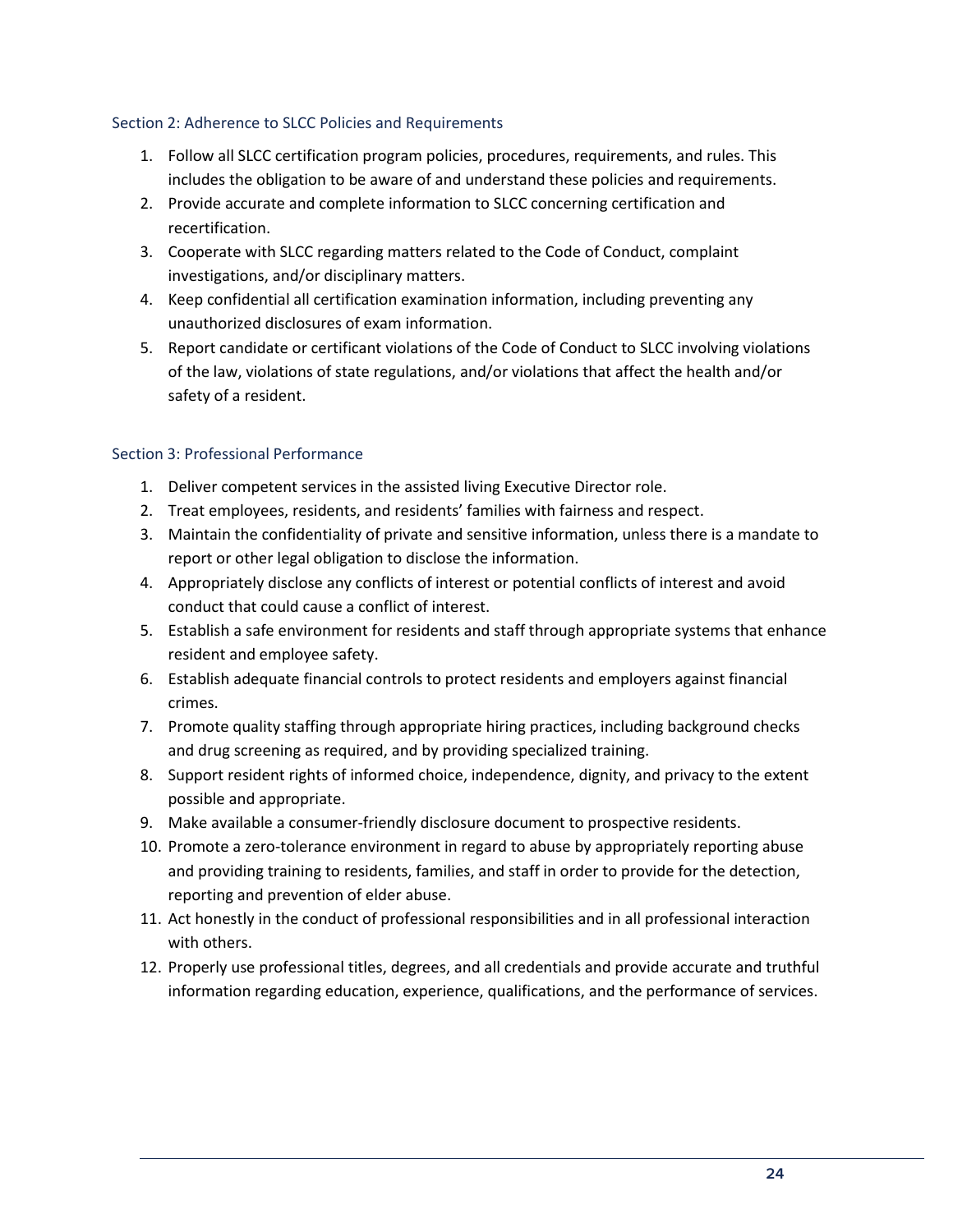### Section 2: Adherence to SLCC Policies and Requirements

1. Follow all SLCC certification program policies, procedures, requirements, and rules. This includes the obligation to be aware of and understand these policies and requirements.
2. Provide accurate and complete information to SLCC concerning certification and recertification.
3. Cooperate with SLCC regarding matters related to the Code of Conduct, complaint investigations, and/or disciplinary matters.
4. Keep confidential all certification examination information, including preventing any unauthorized disclosures of exam information.
5. Report candidate or certificant violations of the Code of Conduct to SLCC involving violations of the law, violations of state regulations, and/or violations that affect the health and/or safety of a resident.

### Section 3: Professional Performance

1. Deliver competent services in the assisted living Executive Director role.
2. Treat employees, residents, and residents' families with fairness and respect.
3. Maintain the confidentiality of private and sensitive information, unless there is a mandate to report or other legal obligation to disclose the information.
4. Appropriately disclose any conflicts of interest or potential conflicts of interest and avoid conduct that could cause a conflict of interest.
5. Establish a safe environment for residents and staff through appropriate systems that enhance resident and employee safety.
6. Establish adequate financial controls to protect residents and employers against financial crimes.
7. Promote quality staffing through appropriate hiring practices, including background checks and drug screening as required, and by providing specialized training.
8. Support resident rights of informed choice, independence, dignity, and privacy to the extent possible and appropriate.
9. Make available a consumer-friendly disclosure document to prospective residents.
10. Promote a zero-tolerance environment in regard to abuse by appropriately reporting abuse and providing training to residents, families, and staff in order to provide for the detection, reporting and prevention of elder abuse.
11. Act honestly in the conduct of professional responsibilities and in all professional interaction with others.
12. Properly use professional titles, degrees, and all credentials and provide accurate and truthful information regarding education, experience, qualifications, and the performance of services.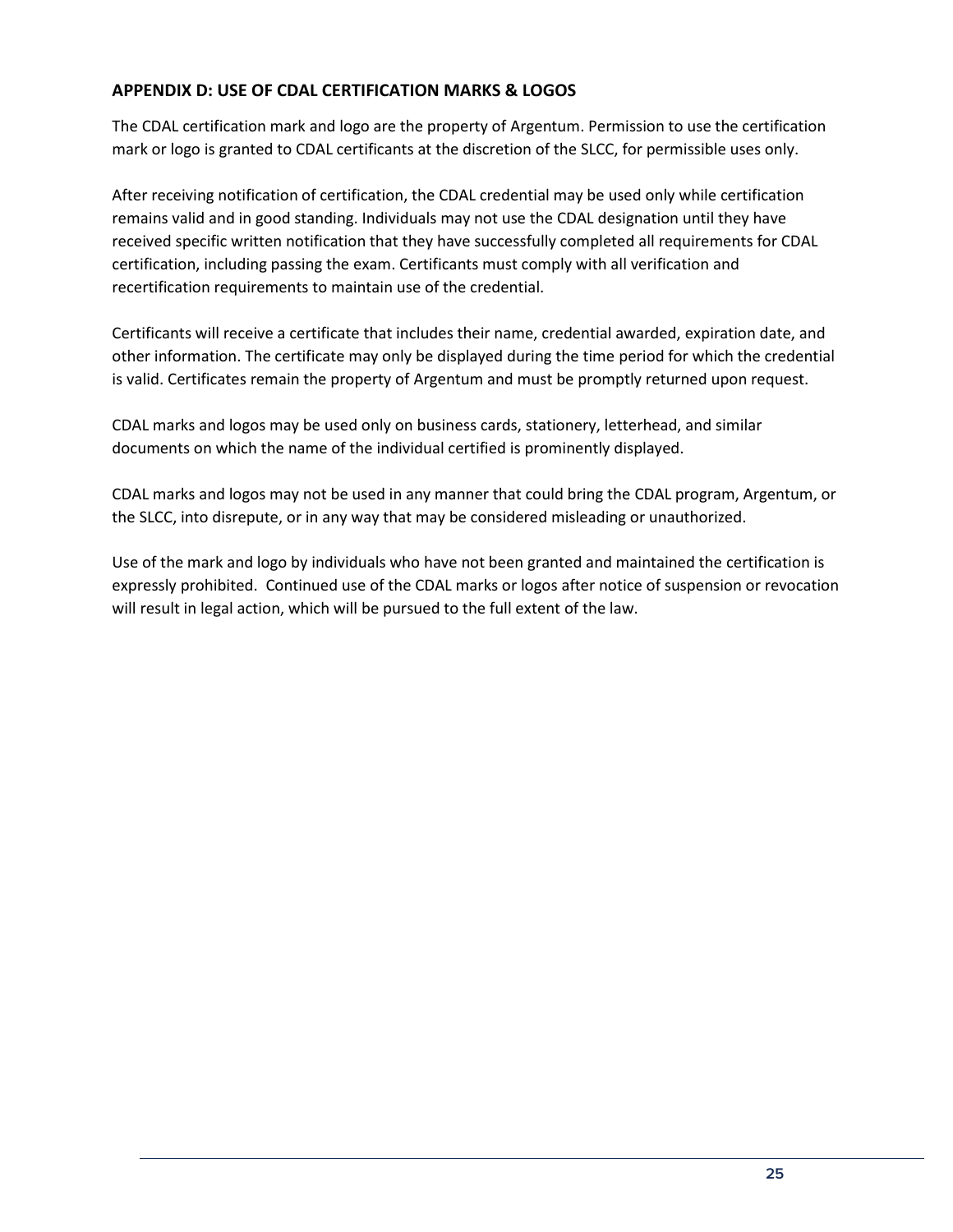## APPENDIX D: USE OF CDAL CERTIFICATION MARKS & LOGOS

The CDAL certification mark and logo are the property of Argentum. Permission to use the certification mark or logo is granted to CDAL certificants at the discretion of the SLCC, for permissible uses only.

After receiving notification of certification, the CDAL credential may be used only while certification remains valid and in good standing. Individuals may not use the CDAL designation until they have received specific written notification that they have successfully completed all requirements for CDAL certification, including passing the exam. Certificants must comply with all verification and recertification requirements to maintain use of the credential.

Certificants will receive a certificate that includes their name, credential awarded, expiration date, and other information. The certificate may only be displayed during the time period for which the credential is valid. Certificates remain the property of Argentum and must be promptly returned upon request.

CDAL marks and logos may be used only on business cards, stationery, letterhead, and similar documents on which the name of the individual certified is prominently displayed.

CDAL marks and logos may not be used in any manner that could bring the CDAL program, Argentum, or the SLCC, into disrepute, or in any way that may be considered misleading or unauthorized.

Use of the mark and logo by individuals who have not been granted and maintained the certification is expressly prohibited. Continued use of the CDAL marks or logos after notice of suspension or revocation will result in legal action, which will be pursued to the full extent of the law.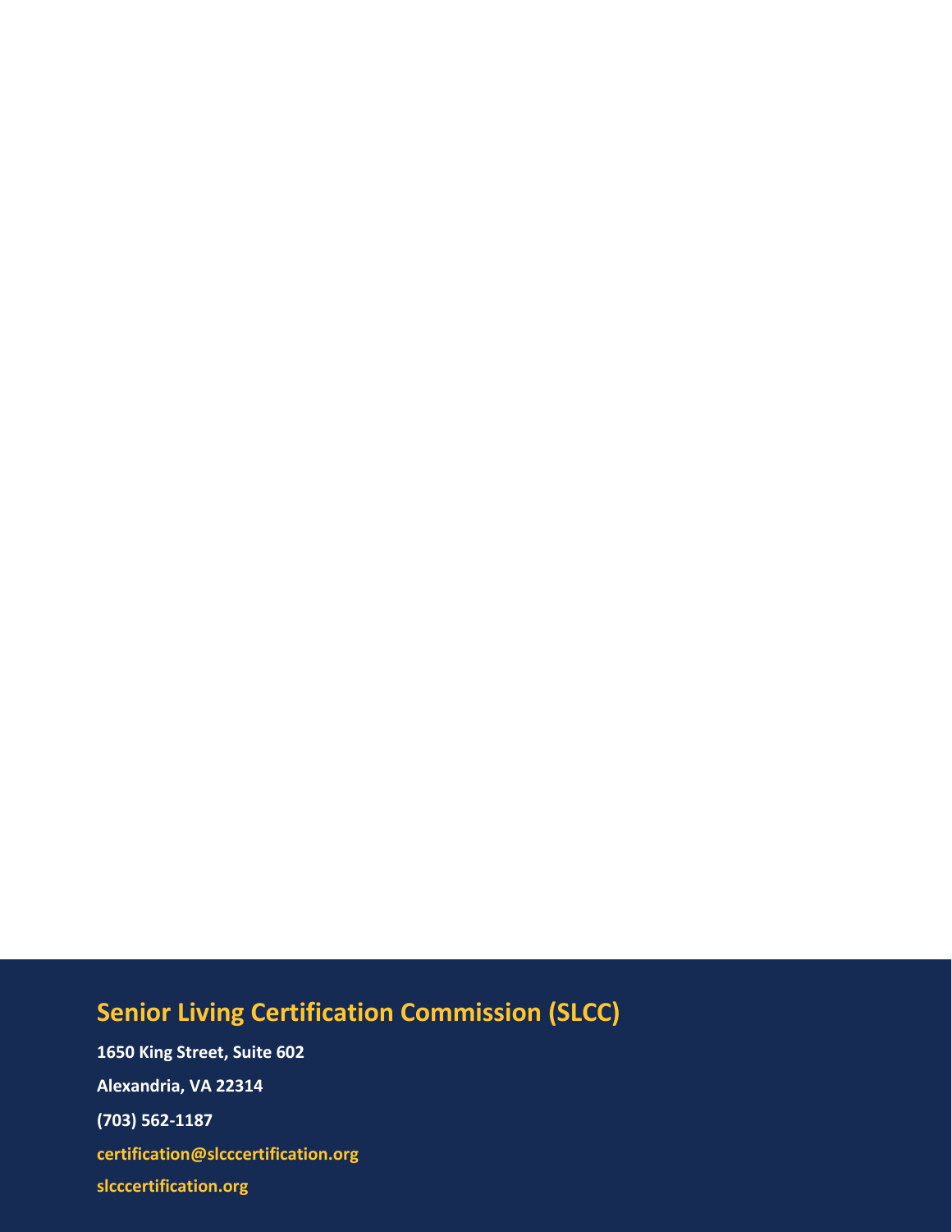## Senior Living Certification Commission (SLCC)

**1650 King Street, Suite 602**

**Alexandria, VA 22314**

**(703) 562-1187**

**certification@slcccertification.org**

**slcccertification.org**